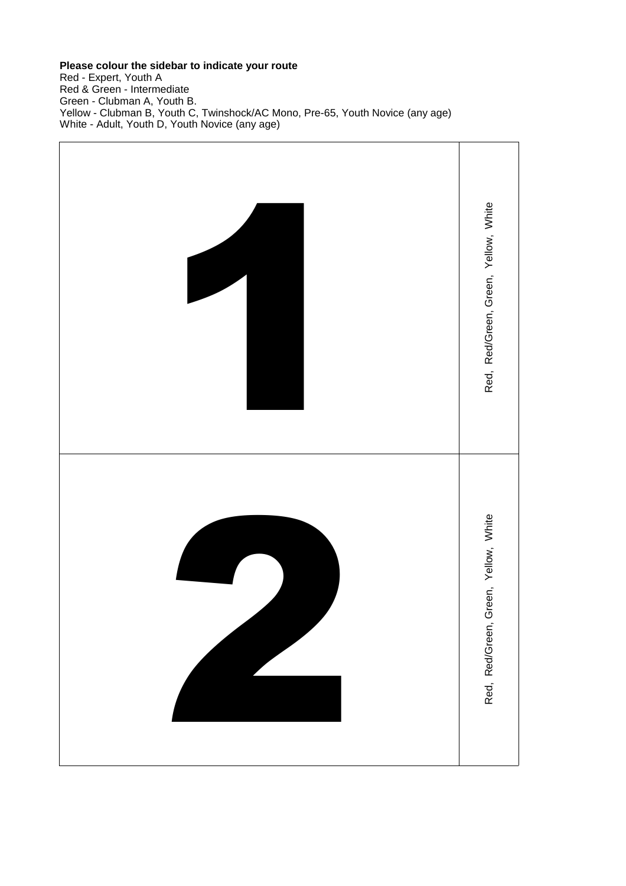**Please colour the sidebar to indicate your route**
Red - Expert, Youth A
Red & Green - Intermediate
Green - Clubman A, Youth B.
Yellow - Clubman B, Youth C, Twinshock/AC Mono, Pre-65, Youth Novice (any age)
White - Adult, Youth D, Youth Novice (any age)

| 1 | Red, Red/Green, Green, Yellow, White |
|---|---|
| 2 | Red, Red/Green, Green, Yellow, White |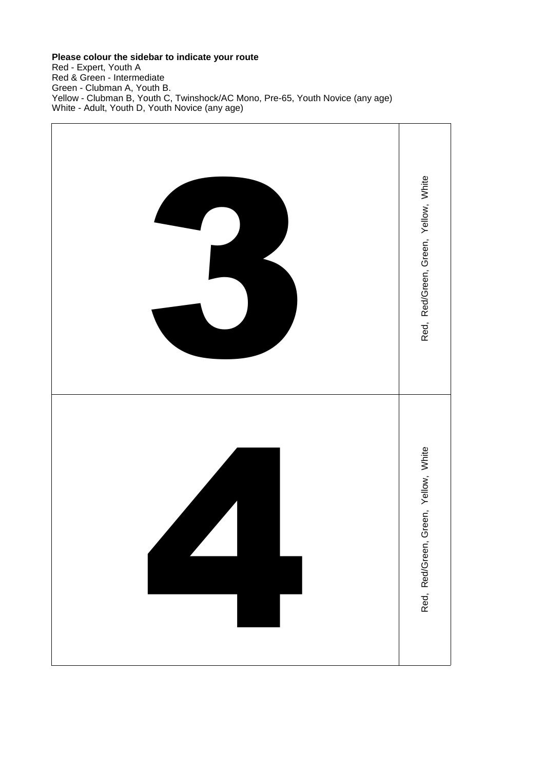**Please colour the sidebar to indicate your route**

Red - Expert, Youth A
Red & Green - Intermediate
Green - Clubman A, Youth B.
Yellow - Clubman B, Youth C, Twinshock/AC Mono, Pre-65, Youth Novice (any age)
White - Adult, Youth D, Youth Novice (any age)

| | |
|---|---|
| **3** | Red, Red/Green, Green, Yellow, White |
| **4** | Red, Red/Green, Green, Yellow, White |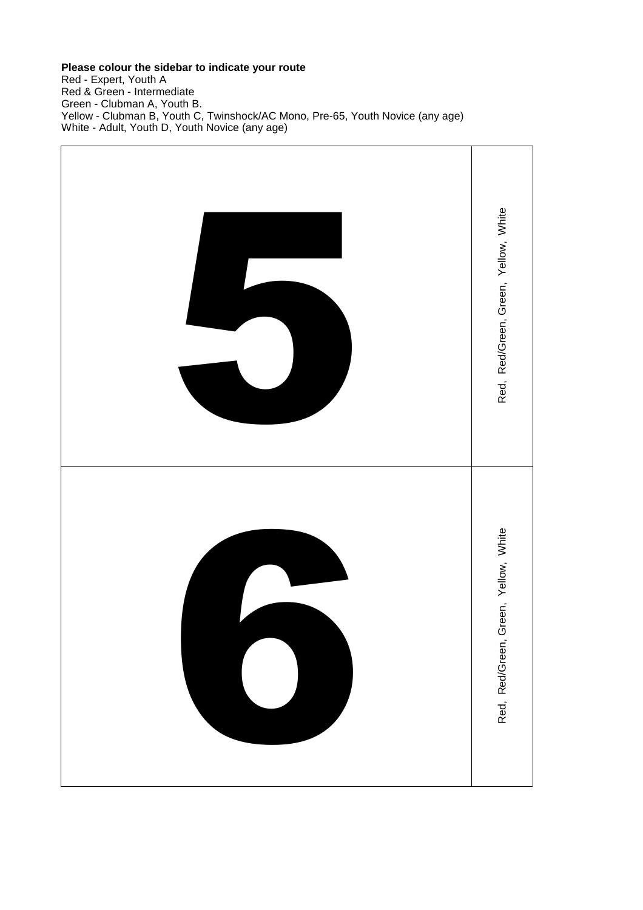**Please colour the sidebar to indicate your route**

Red - Expert, Youth A
Red & Green - Intermediate
Green - Clubman A, Youth B.
Yellow - Clubman B, Youth C, Twinshock/AC Mono, Pre-65, Youth Novice (any age)
White - Adult, Youth D, Youth Novice (any age)

| | |
|---|---|
| **5** | Red, Red/Green, Green, Yellow, White |
| **6** | Red, Red/Green, Green, Yellow, White |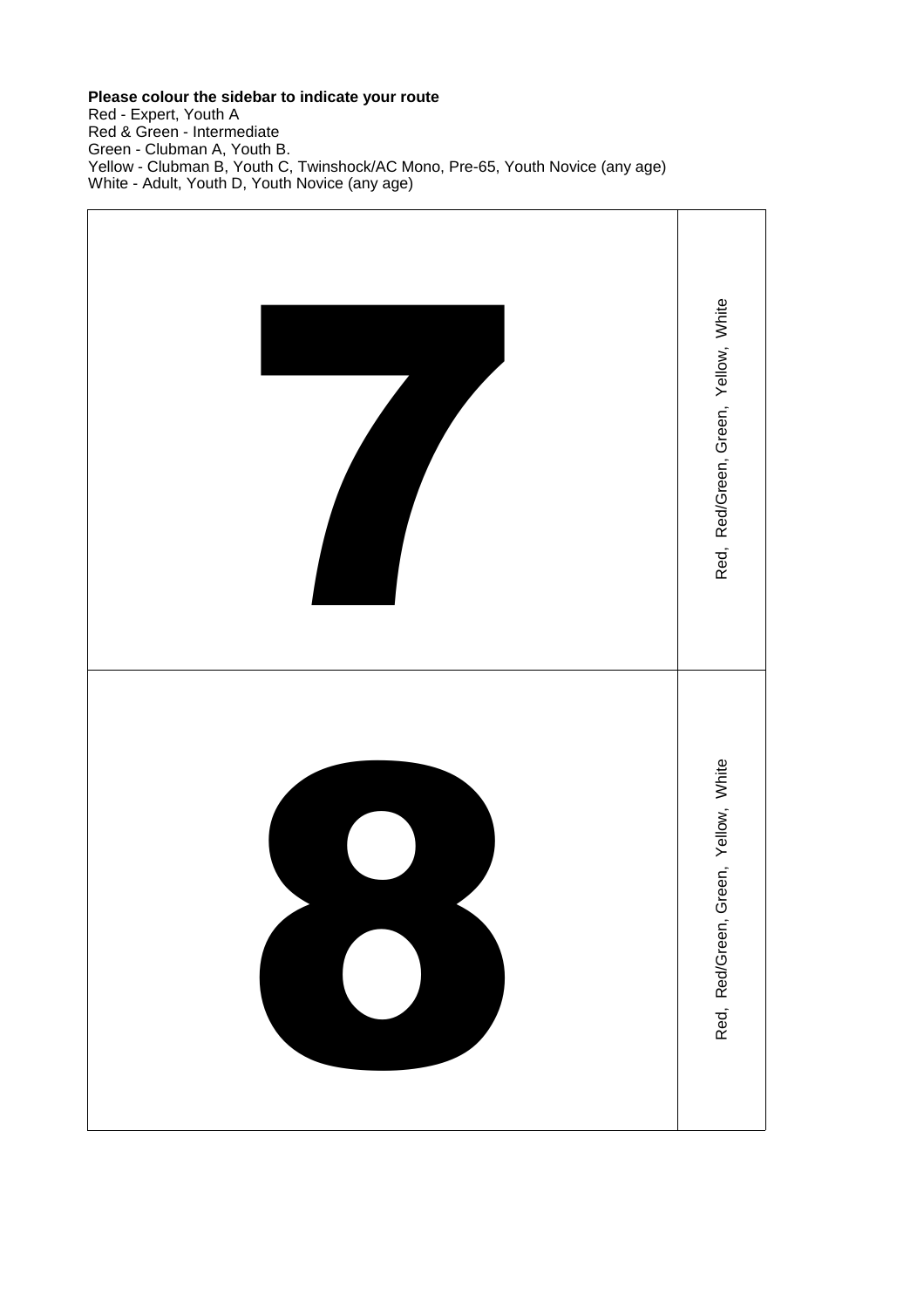**Please colour the sidebar to indicate your route**

Red - Expert, Youth A
Red & Green - Intermediate
Green - Clubman A, Youth B.
Yellow - Clubman B, Youth C, Twinshock/AC Mono, Pre-65, Youth Novice (any age)
White - Adult, Youth D, Youth Novice (any age)

| | |
|---|---|
| **7** | Red, Red/Green, Green, Yellow, White |
| **8** | Red, Red/Green, Green, Yellow, White |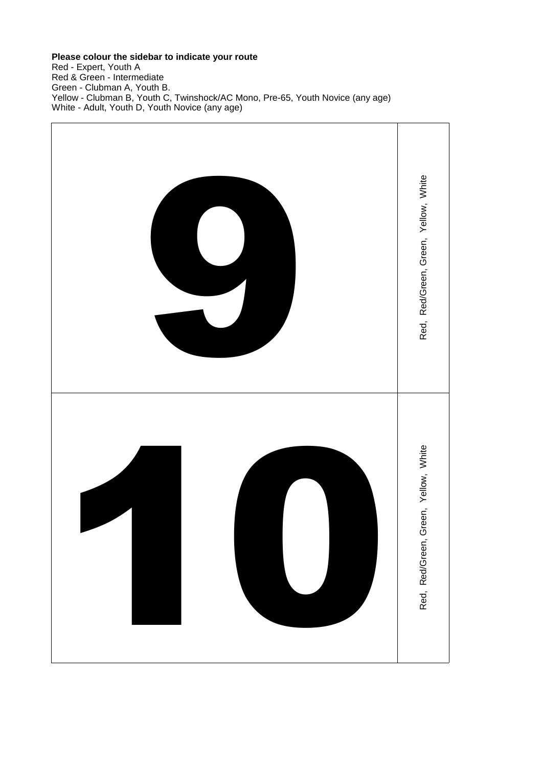**Please colour the sidebar to indicate your route**

Red - Expert, Youth A
Red & Green - Intermediate
Green - Clubman A, Youth B.
Yellow - Clubman B, Youth C, Twinshock/AC Mono, Pre-65, Youth Novice (any age)
White - Adult, Youth D, Youth Novice (any age)

| | |
|---|---|
| **9** | Red, Red/Green, Green, Yellow, White |
| **10** | Red, Red/Green, Green, Yellow, White |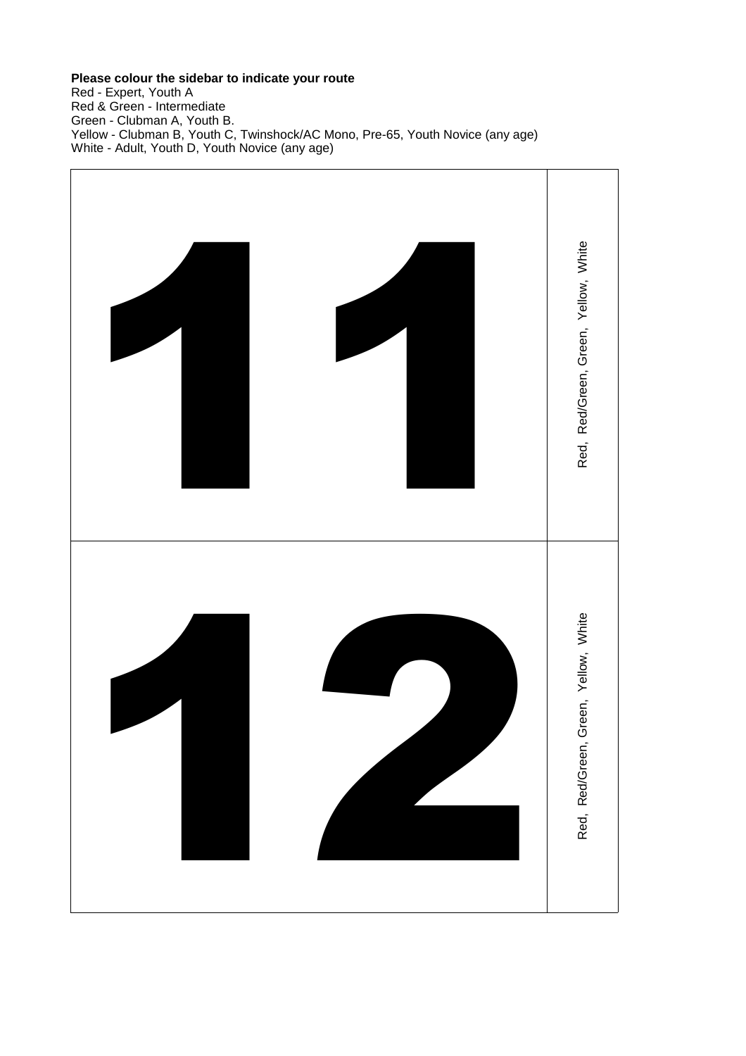**Please colour the sidebar to indicate your route**

Red - Expert, Youth A
Red & Green - Intermediate
Green - Clubman A, Youth B.
Yellow - Clubman B, Youth C, Twinshock/AC Mono, Pre-65, Youth Novice (any age)
White - Adult, Youth D, Youth Novice (any age)

| | |
|---|---|
| # 11 | Red, Red/Green, Green, Yellow, White |
| # 12 | Red, Red/Green, Green, Yellow, White |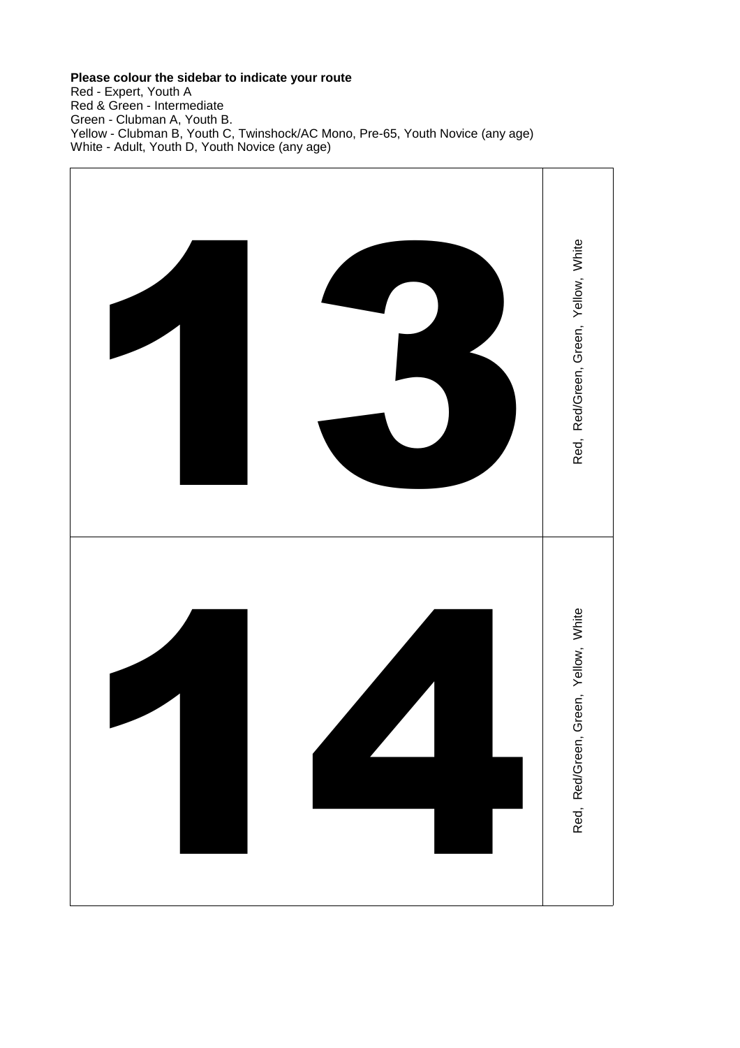**Please colour the sidebar to indicate your route**
Red - Expert, Youth A
Red & Green - Intermediate
Green - Clubman A, Youth B.
Yellow - Clubman B, Youth C, Twinshock/AC Mono, Pre-65, Youth Novice (any age)
White - Adult, Youth D, Youth Novice (any age)

| | |
|---|---|
| # 13 | Red, Red/Green, Green, Yellow, White |
| # 14 | Red, Red/Green, Green, Yellow, White |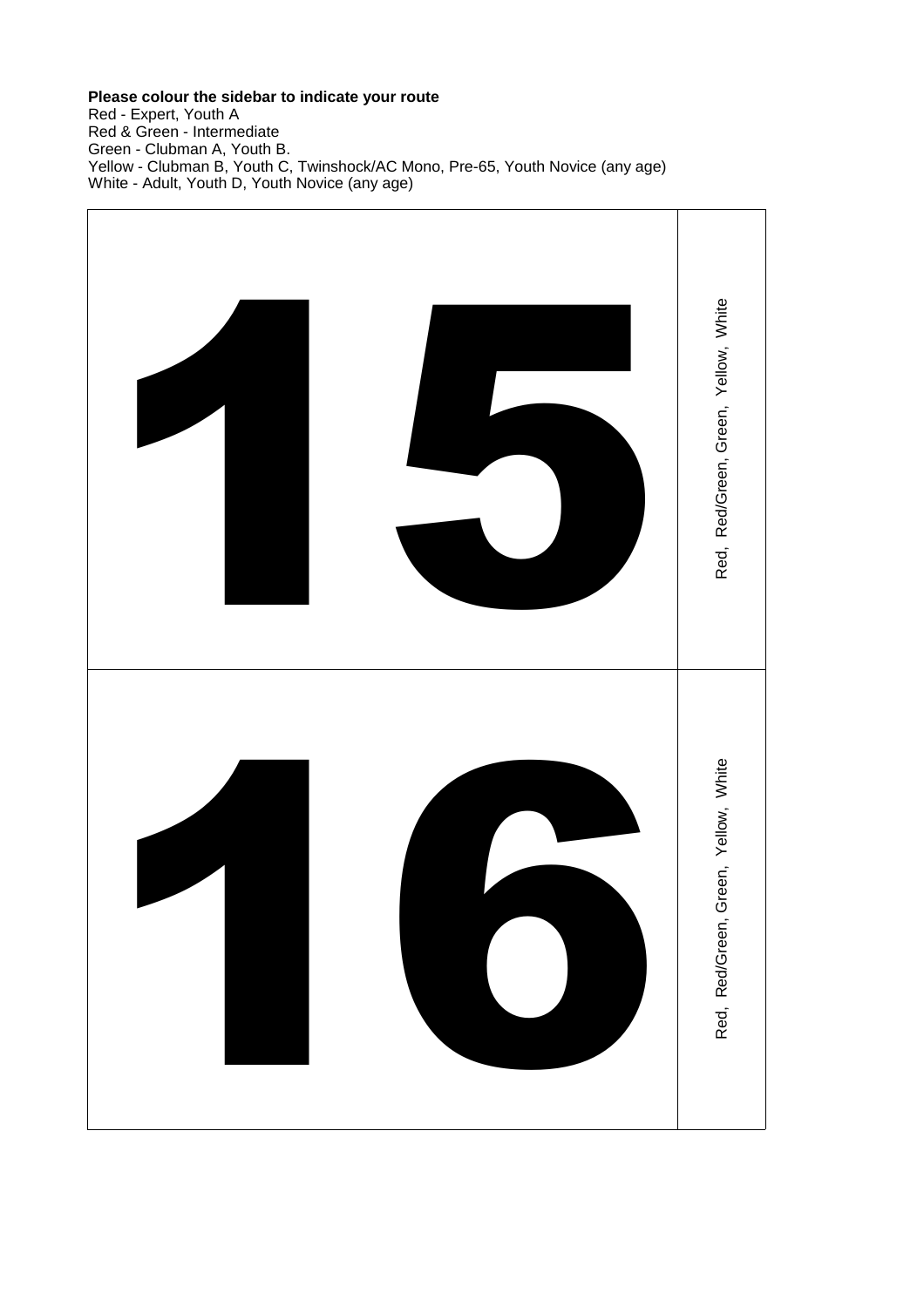**Please colour the sidebar to indicate your route**
Red - Expert, Youth A
Red & Green - Intermediate
Green - Clubman A, Youth B.
Yellow - Clubman B, Youth C, Twinshock/AC Mono, Pre-65, Youth Novice (any age)
White - Adult, Youth D, Youth Novice (any age)

| | |
|---|---|
| **15** | Red, Red/Green, Green, Yellow, White |
| **16** | Red, Red/Green, Green, Yellow, White |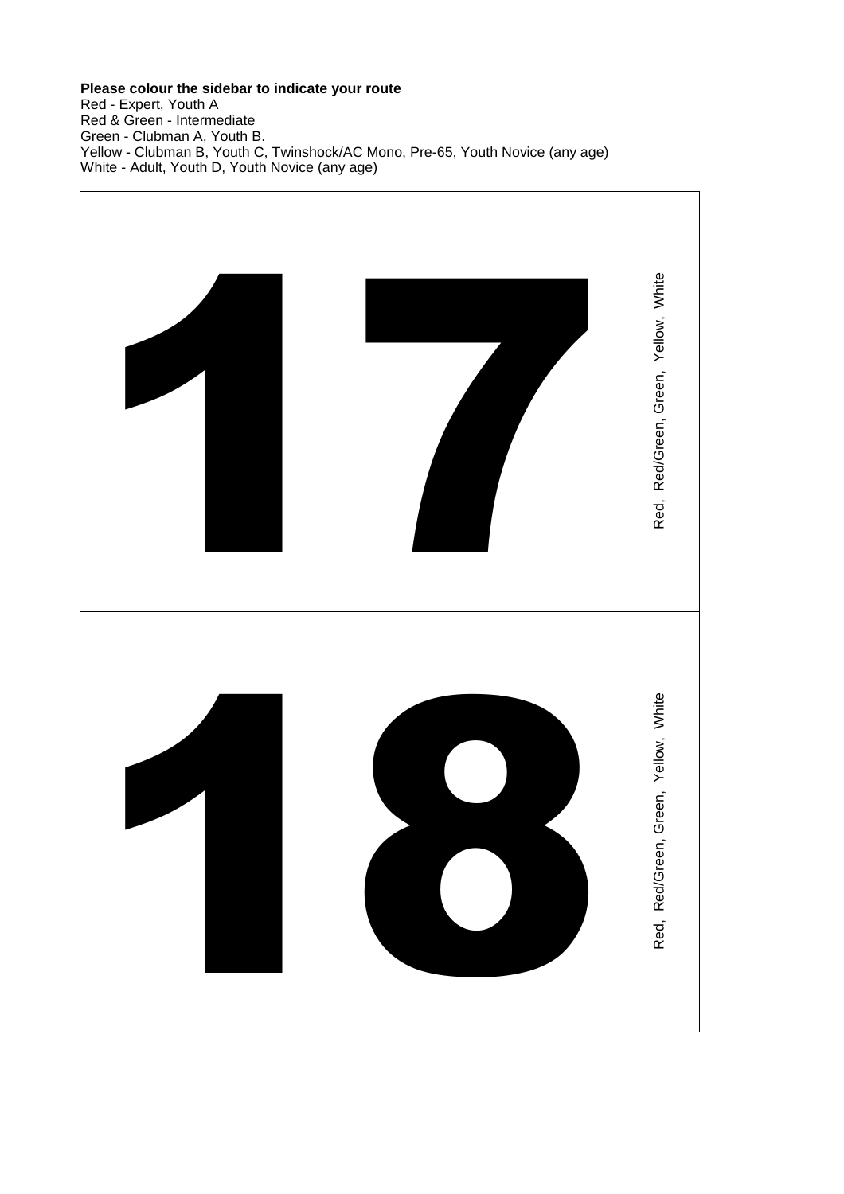**Please colour the sidebar to indicate your route**

Red - Expert, Youth A
Red & Green - Intermediate
Green - Clubman A, Youth B.
Yellow - Clubman B, Youth C, Twinshock/AC Mono, Pre-65, Youth Novice (any age)
White - Adult, Youth D, Youth Novice (any age)

| | |
|---|---|
| **17** | Red, Red/Green, Green, Yellow, White |
| **18** | Red, Red/Green, Green, Yellow, White |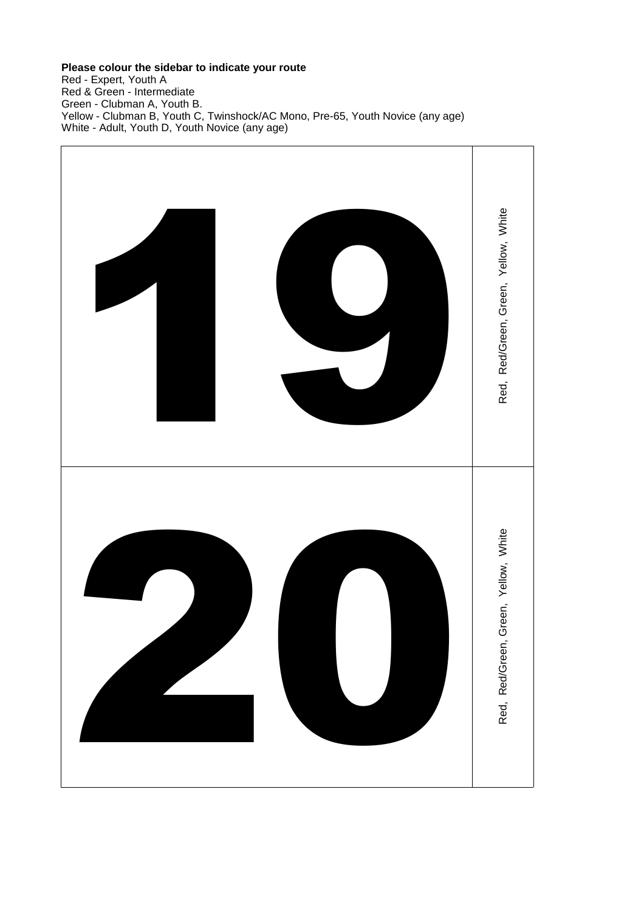**Please colour the sidebar to indicate your route**

Red - Expert, Youth A
Red & Green - Intermediate
Green - Clubman A, Youth B.
Yellow - Clubman B, Youth C, Twinshock/AC Mono, Pre-65, Youth Novice (any age)
White - Adult, Youth D, Youth Novice (any age)

| | |
|---|---|
| **19** | Red, Red/Green, Green, Yellow, White |
| **20** | Red, Red/Green, Green, Yellow, White |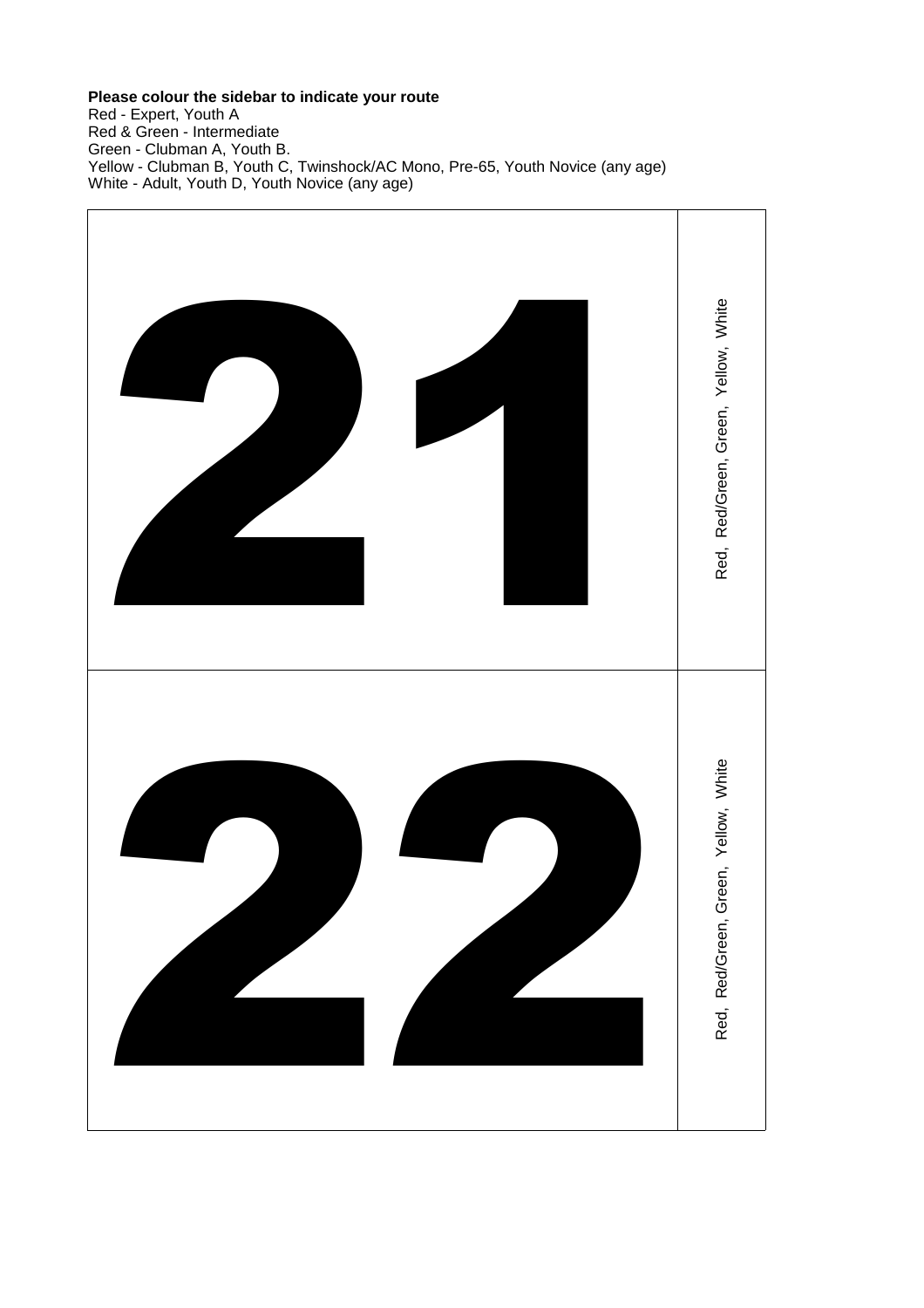**Please colour the sidebar to indicate your route**

Red - Expert, Youth A
Red & Green - Intermediate
Green - Clubman A, Youth B.
Yellow - Clubman B, Youth C, Twinshock/AC Mono, Pre-65, Youth Novice (any age)
White - Adult, Youth D, Youth Novice (any age)

| | |
|---|---|
| 21 | Red, Red/Green, Green, Yellow, White |
| 22 | Red, Red/Green, Green, Yellow, White |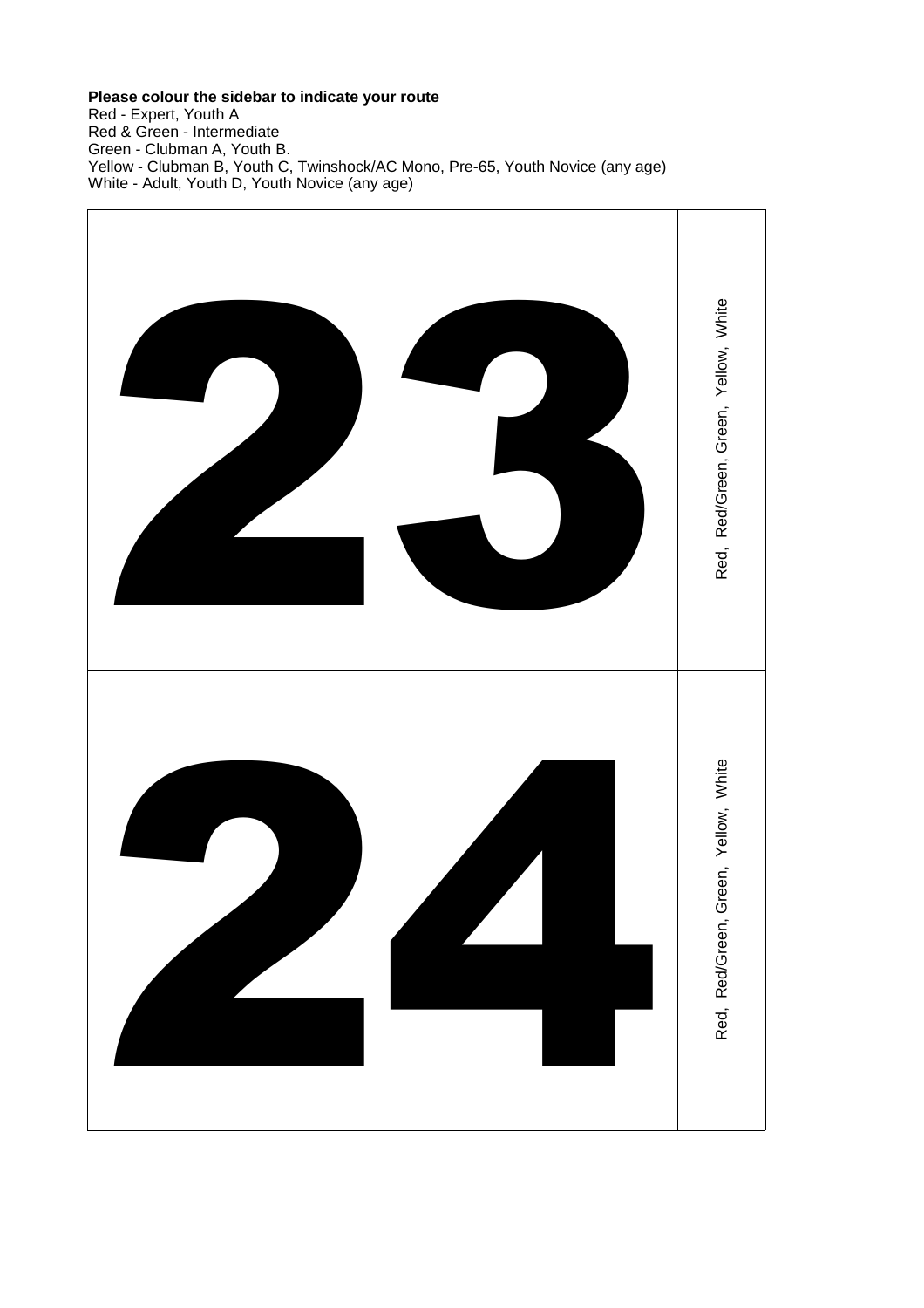**Please colour the sidebar to indicate your route**

Red - Expert, Youth A
Red & Green - Intermediate
Green - Clubman A, Youth B.
Yellow - Clubman B, Youth C, Twinshock/AC Mono, Pre-65, Youth Novice (any age)
White - Adult, Youth D, Youth Novice (any age)

| | |
|---|---|
| **23** | Red, Red/Green, Green, Yellow, White |
| **24** | Red, Red/Green, Green, Yellow, White |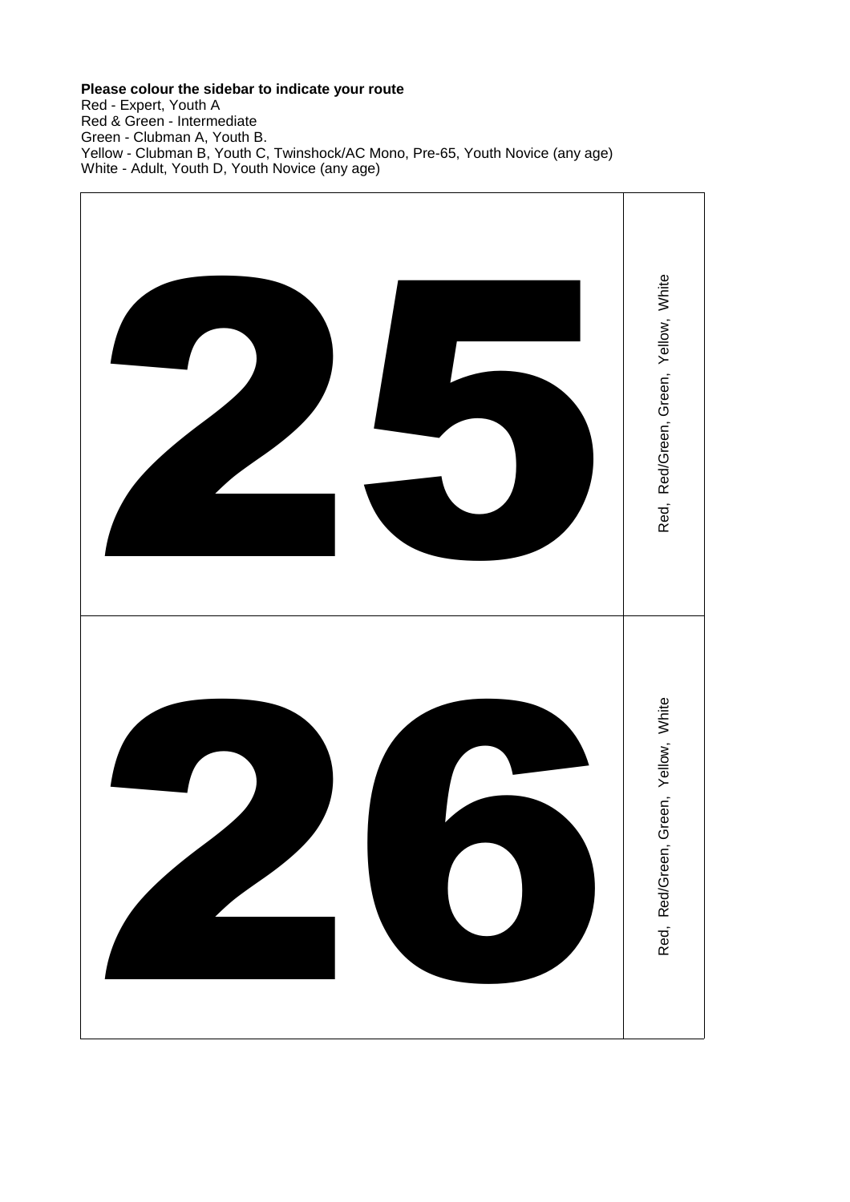**Please colour the sidebar to indicate your route**
Red - Expert, Youth A
Red & Green - Intermediate
Green - Clubman A, Youth B.
Yellow - Clubman B, Youth C, Twinshock/AC Mono, Pre-65, Youth Novice (any age)
White - Adult, Youth D, Youth Novice (any age)

| 25 | Red, Red/Green, Green, Yellow, White |
|---|---|
| 26 | Red, Red/Green, Green, Yellow, White |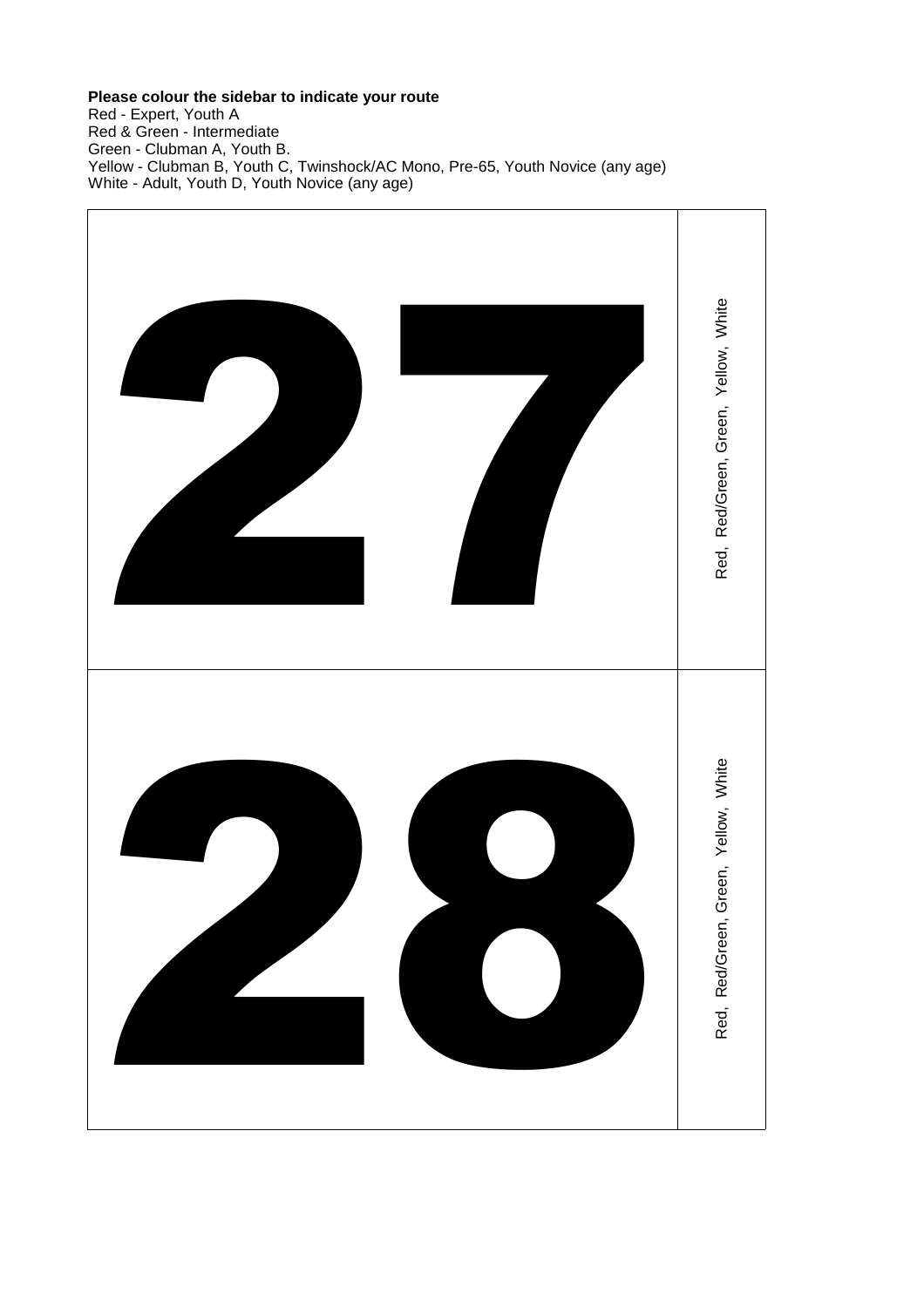**Please colour the sidebar to indicate your route**

Red - Expert, Youth A
Red & Green - Intermediate
Green - Clubman A, Youth B.
Yellow - Clubman B, Youth C, Twinshock/AC Mono, Pre-65, Youth Novice (any age)
White - Adult, Youth D, Youth Novice (any age)

| | |
|---|---|
| **27** | Red, Red/Green, Green, Yellow, White |
| **28** | Red, Red/Green, Green, Yellow, White |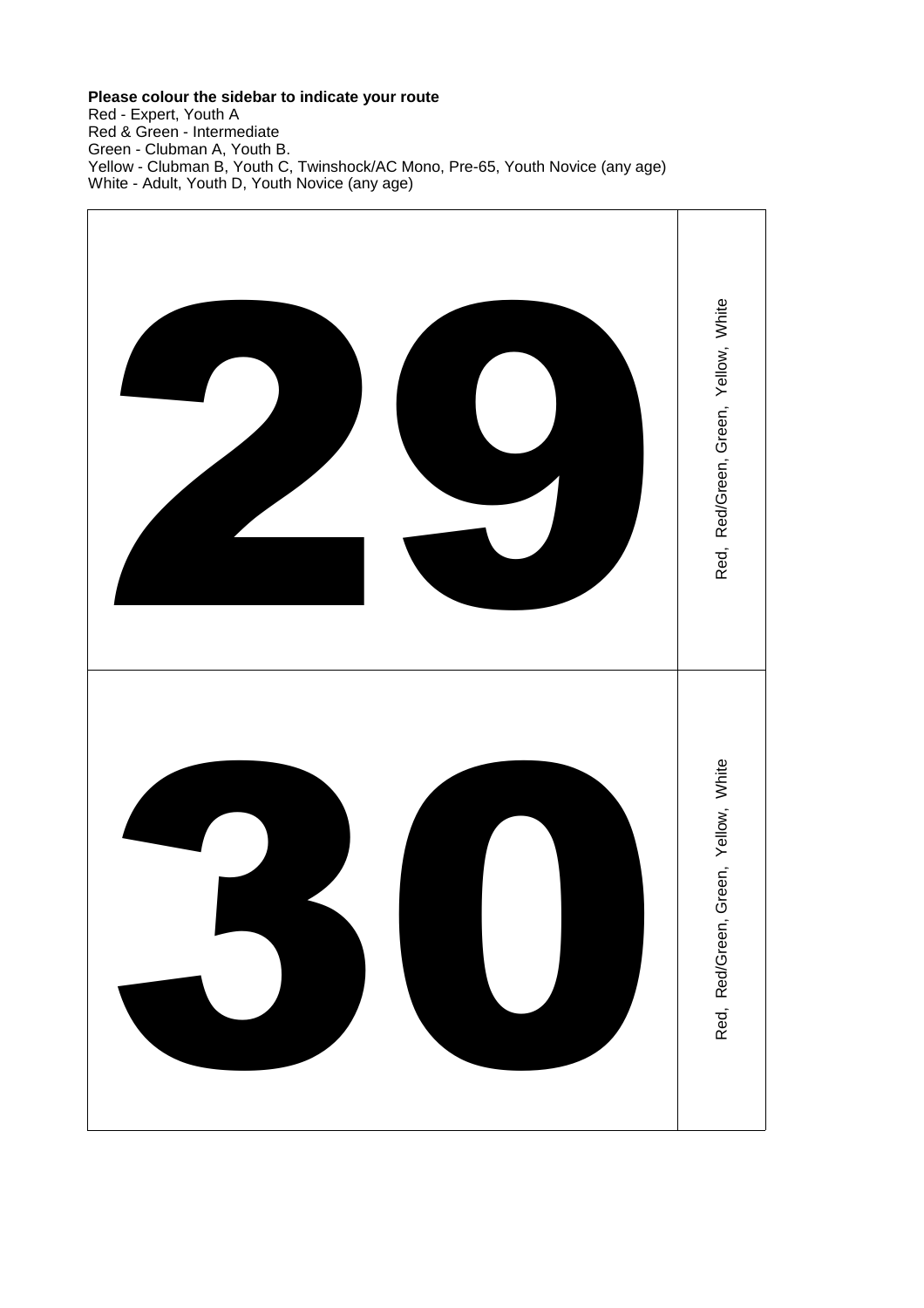**Please colour the sidebar to indicate your route**

Red - Expert, Youth A
Red & Green - Intermediate
Green - Clubman A, Youth B.
Yellow - Clubman B, Youth C, Twinshock/AC Mono, Pre-65, Youth Novice (any age)
White - Adult, Youth D, Youth Novice (any age)

| | |
|---|---|
| **29** | Red, Red/Green, Green, Yellow, White |
| **30** | Red, Red/Green, Green, Yellow, White |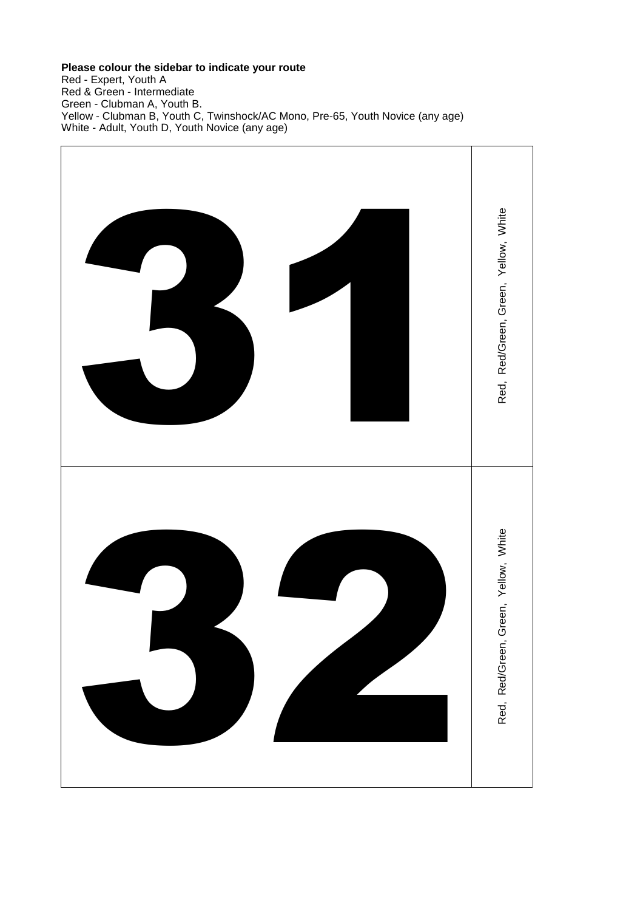**Please colour the sidebar to indicate your route**

Red - Expert, Youth A
Red & Green - Intermediate
Green - Clubman A, Youth B.
Yellow - Clubman B, Youth C, Twinshock/AC Mono, Pre-65, Youth Novice (any age)
White - Adult, Youth D, Youth Novice (any age)

| | |
|---|---|
| **31** | Red, Red/Green, Green, Yellow, White |
| **32** | Red, Red/Green, Green, Yellow, White |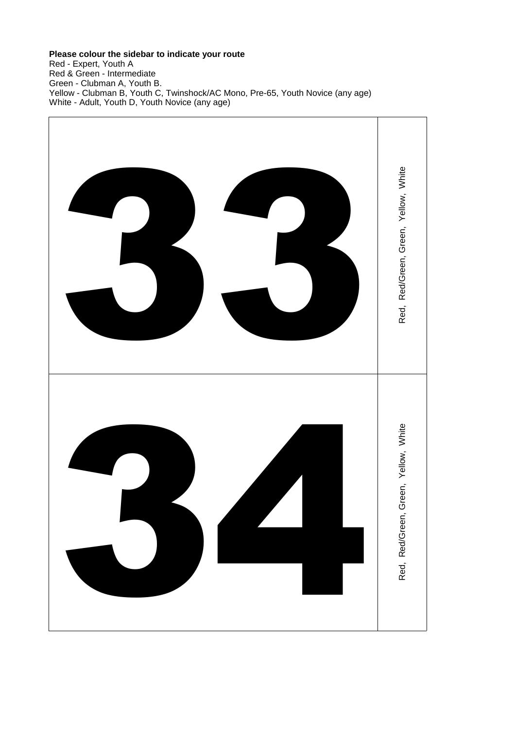**Please colour the sidebar to indicate your route**

Red - Expert, Youth A
Red & Green - Intermediate
Green - Clubman A, Youth B.
Yellow - Clubman B, Youth C, Twinshock/AC Mono, Pre-65, Youth Novice (any age)
White - Adult, Youth D, Youth Novice (any age)

| Number | Route |
| --- | --- |
| **33** | Red, Red/Green, Green, Yellow, White |
| **34** | Red, Red/Green, Green, Yellow, White |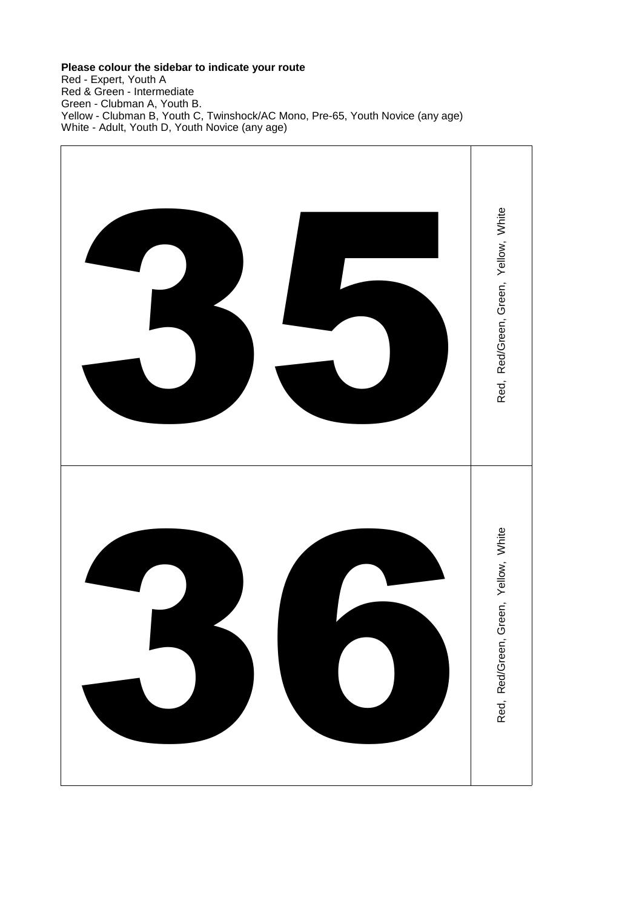**Please colour the sidebar to indicate your route**
Red - Expert, Youth A
Red & Green - Intermediate
Green - Clubman A, Youth B.
Yellow - Clubman B, Youth C, Twinshock/AC Mono, Pre-65, Youth Novice (any age)
White - Adult, Youth D, Youth Novice (any age)

| 35 | Red, Red/Green, Green, Yellow, White |
|---|---|
| 36 | Red, Red/Green, Green, Yellow, White |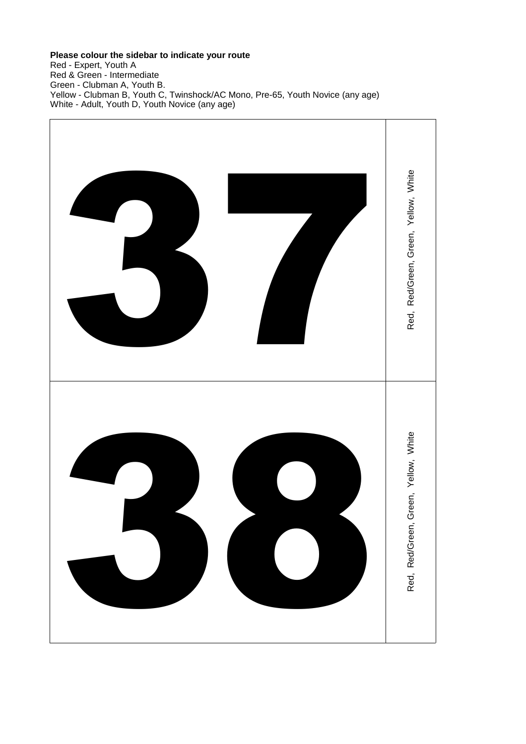**Please colour the sidebar to indicate your route**

Red - Expert, Youth A
Red & Green - Intermediate
Green - Clubman A, Youth B.
Yellow - Clubman B, Youth C, Twinshock/AC Mono, Pre-65, Youth Novice (any age)
White - Adult, Youth D, Youth Novice (any age)

| | |
|---|---|
| **37** | Red, Red/Green, Green, Yellow, White |
| **38** | Red, Red/Green, Green, Yellow, White |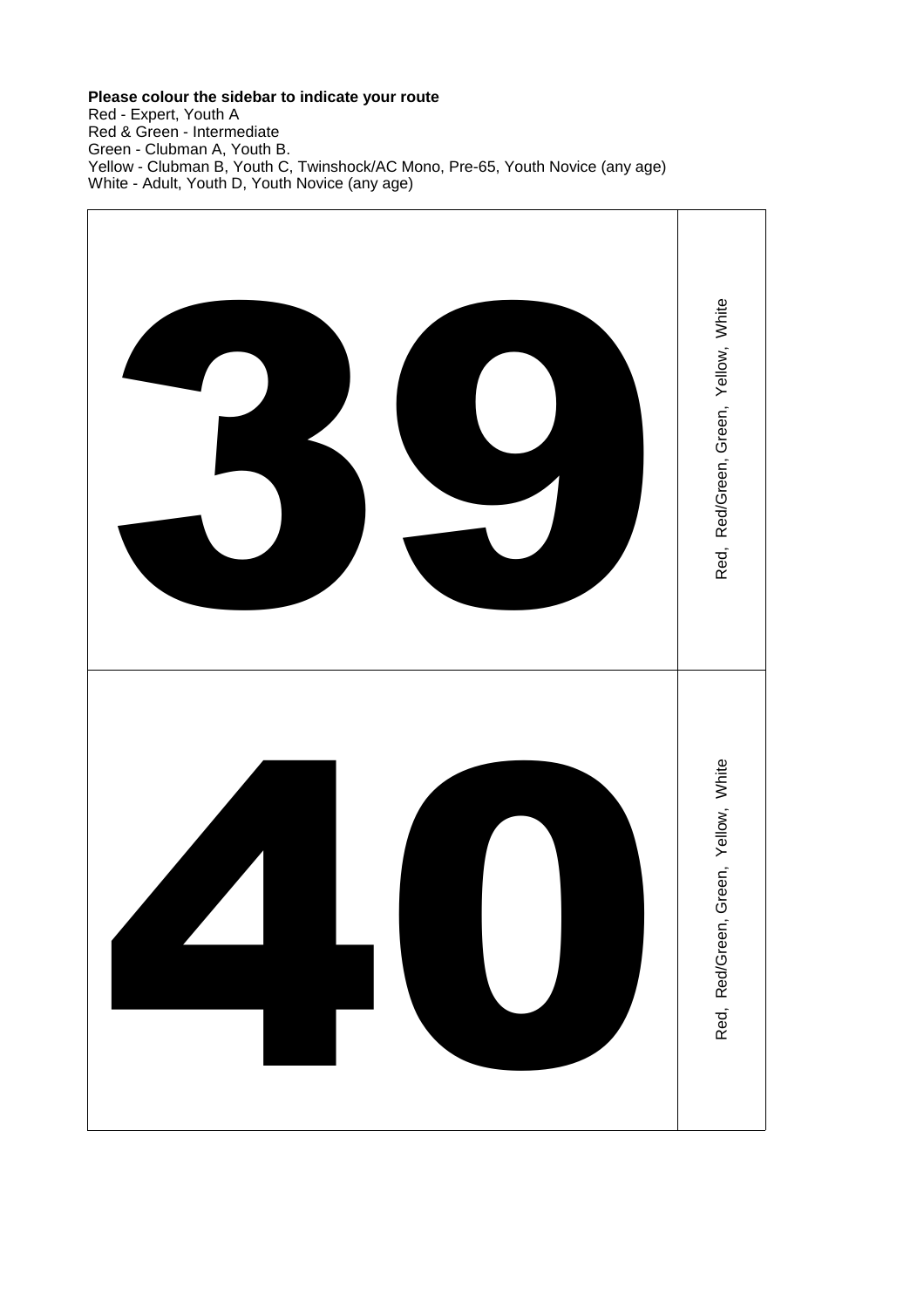**Please colour the sidebar to indicate your route**
Red - Expert, Youth A
Red & Green - Intermediate
Green - Clubman A, Youth B.
Yellow - Clubman B, Youth C, Twinshock/AC Mono, Pre-65, Youth Novice (any age)
White - Adult, Youth D, Youth Novice (any age)

| | |
|---|---|
| **39** | Red, Red/Green, Green, Yellow, White |
| **40** | Red, Red/Green, Green, Yellow, White |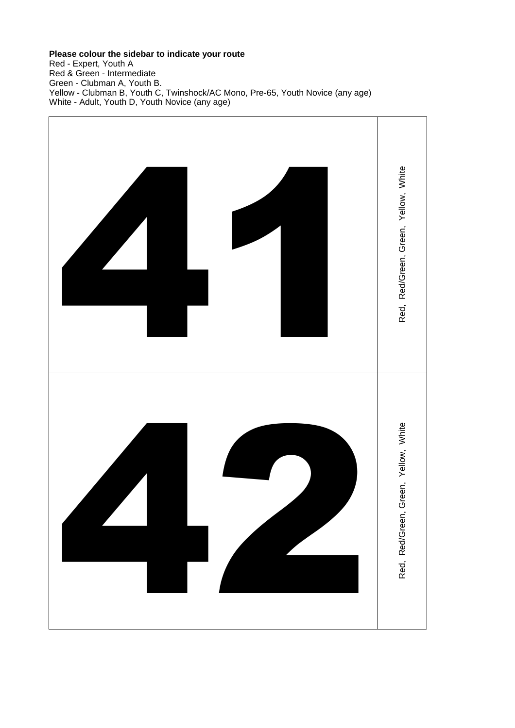**Please colour the sidebar to indicate your route**

Red - Expert, Youth A
Red & Green - Intermediate
Green - Clubman A, Youth B.
Yellow - Clubman B, Youth C, Twinshock/AC Mono, Pre-65, Youth Novice (any age)
White - Adult, Youth D, Youth Novice (any age)

| | |
|---|---|
| **41** | Red, Red/Green, Green, Yellow, White |
| **42** | Red, Red/Green, Green, Yellow, White |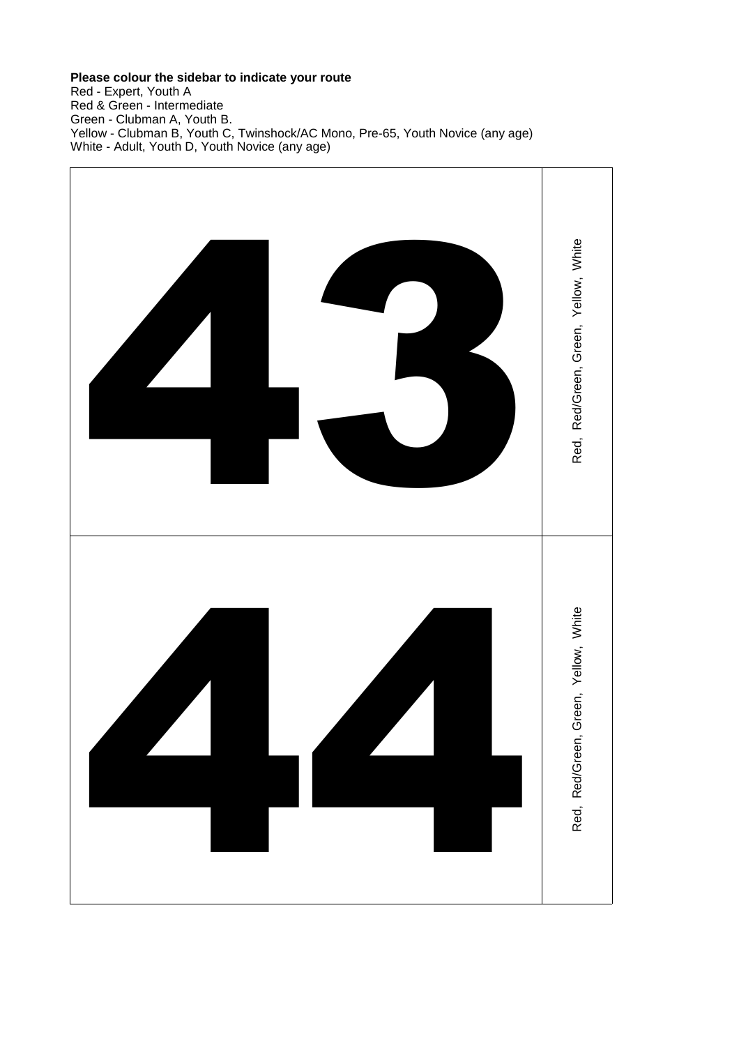**Please colour the sidebar to indicate your route**

Red - Expert, Youth A
Red & Green - Intermediate
Green - Clubman A, Youth B.
Yellow - Clubman B, Youth C, Twinshock/AC Mono, Pre-65, Youth Novice (any age)
White - Adult, Youth D, Youth Novice (any age)

| | |
|---|---|
| 43 | Red, Red/Green, Green, Yellow, White |
| 44 | Red, Red/Green, Green, Yellow, White |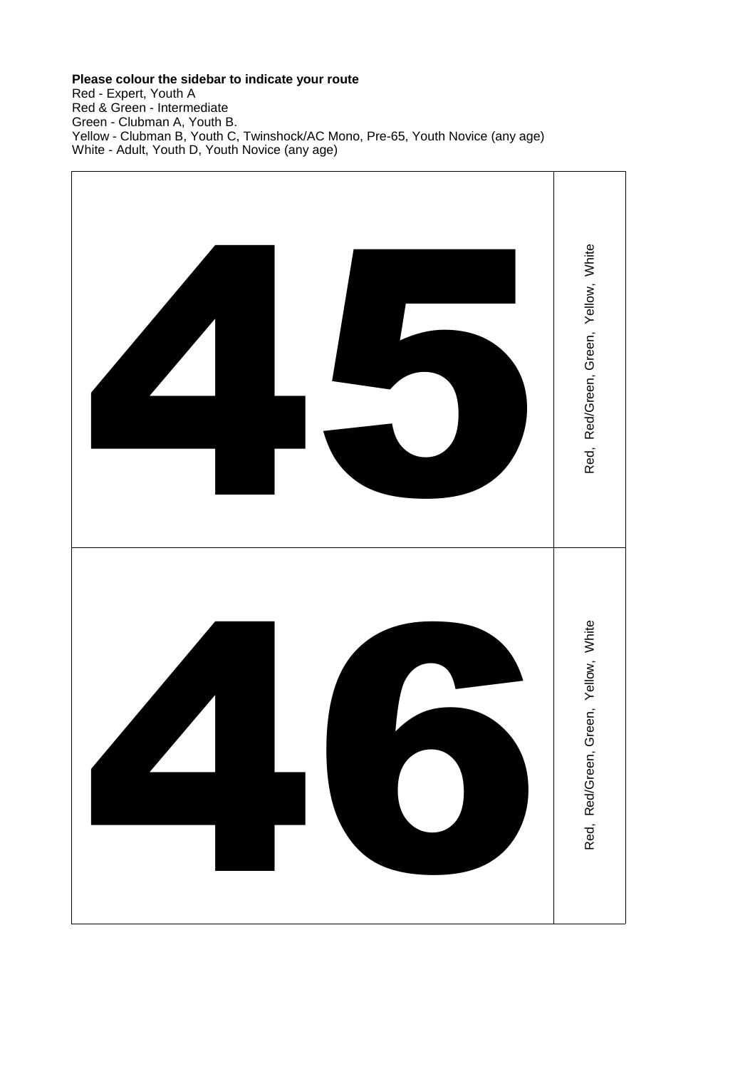**Please colour the sidebar to indicate your route**

Red - Expert, Youth A
Red & Green - Intermediate
Green - Clubman A, Youth B.
Yellow - Clubman B, Youth C, Twinshock/AC Mono, Pre-65, Youth Novice (any age)
White - Adult, Youth D, Youth Novice (any age)

| | |
|---|---|
| **45** | Red, Red/Green, Green, Yellow, White |
| **46** | Red, Red/Green, Green, Yellow, White |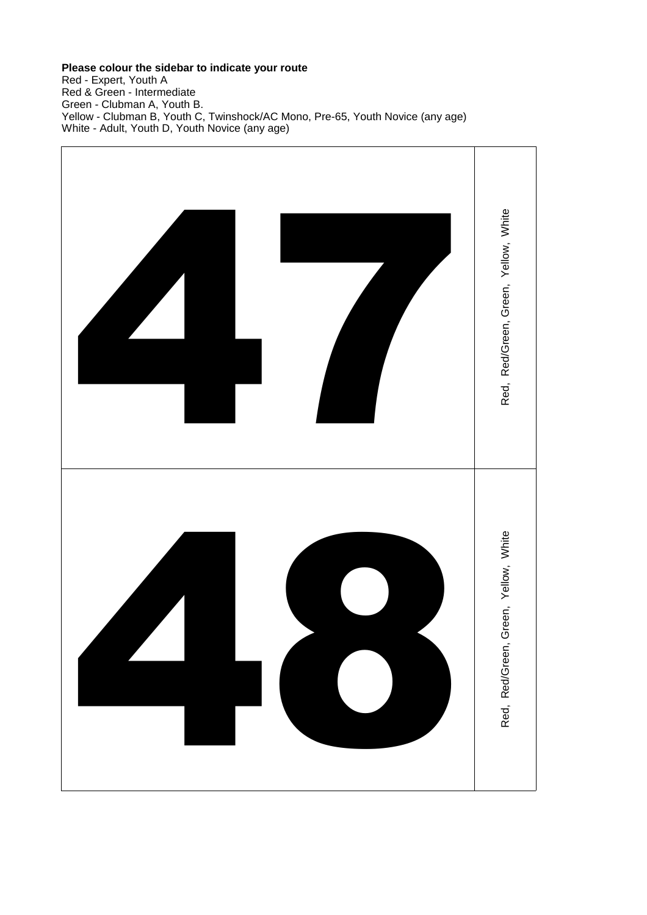**Please colour the sidebar to indicate your route**

Red - Expert, Youth A
Red & Green - Intermediate
Green - Clubman A, Youth B.
Yellow - Clubman B, Youth C, Twinshock/AC Mono, Pre-65, Youth Novice (any age)
White - Adult, Youth D, Youth Novice (any age)

| 47 | Red, Red/Green, Green, Yellow, White |
|---|---|
| 48 | Red, Red/Green, Green, Yellow, White |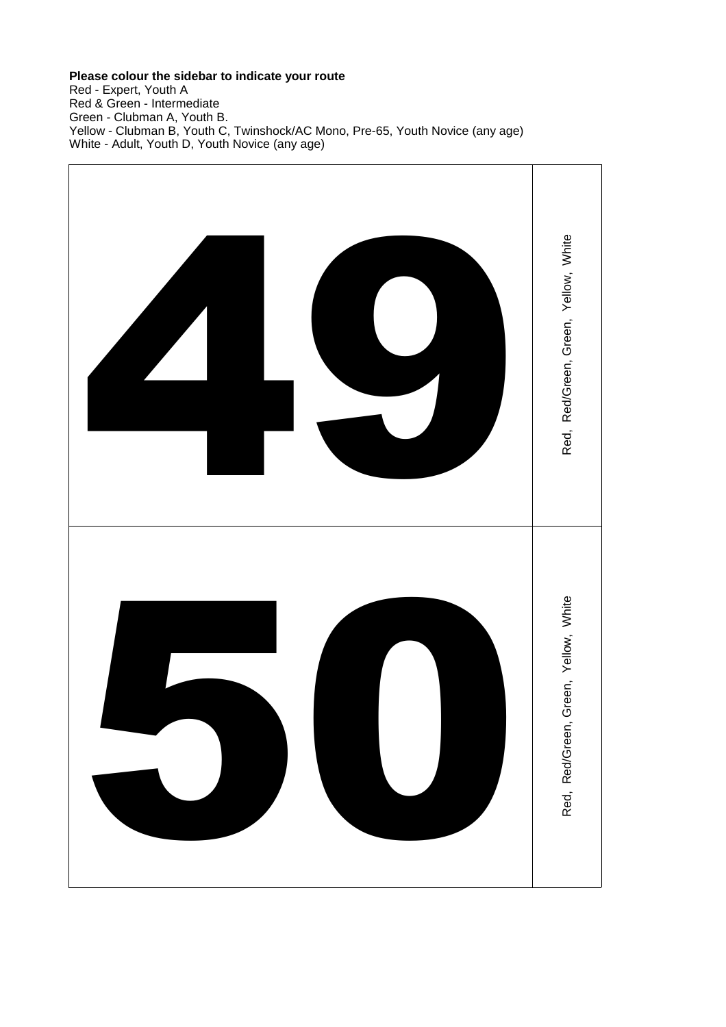**Please colour the sidebar to indicate your route**

Red - Expert, Youth A  
Red & Green - Intermediate  
Green - Clubman A, Youth B.  
Yellow - Clubman B, Youth C, Twinshock/AC Mono, Pre-65, Youth Novice (any age)  
White - Adult, Youth D, Youth Novice (any age)

| | |
|---|---|
| **49** | Red, Red/Green, Green, Yellow, White |
| **50** | Red, Red/Green, Green, Yellow, White |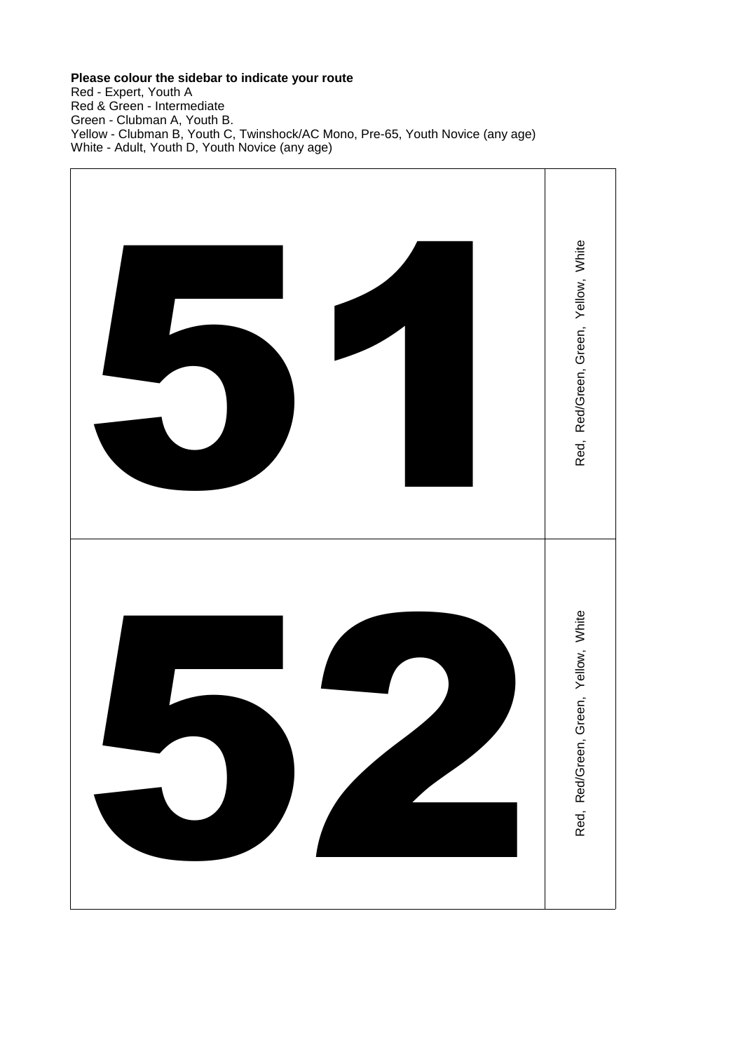**Please colour the sidebar to indicate your route**
Red - Expert, Youth A
Red & Green - Intermediate
Green - Clubman A, Youth B.
Yellow - Clubman B, Youth C, Twinshock/AC Mono, Pre-65, Youth Novice (any age)
White - Adult, Youth D, Youth Novice (any age)

| | |
|---|---|
| # 51 | Red, Red/Green, Green, Yellow, White |
| # 52 | Red, Red/Green, Green, Yellow, White |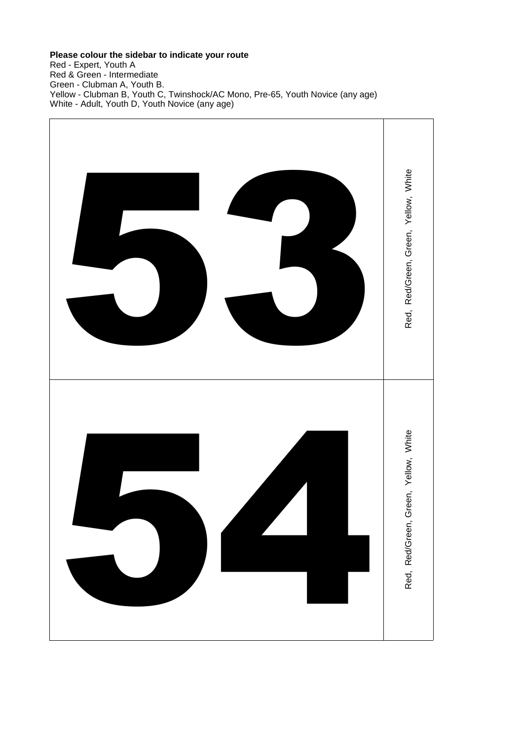**Please colour the sidebar to indicate your route**
Red - Expert, Youth A
Red & Green - Intermediate
Green - Clubman A, Youth B.
Yellow - Clubman B, Youth C, Twinshock/AC Mono, Pre-65, Youth Novice (any age)
White - Adult, Youth D, Youth Novice (any age)

| | |
|---|---|
| 53 | Red, Red/Green, Green, Yellow, White |
| 54 | Red, Red/Green, Green, Yellow, White |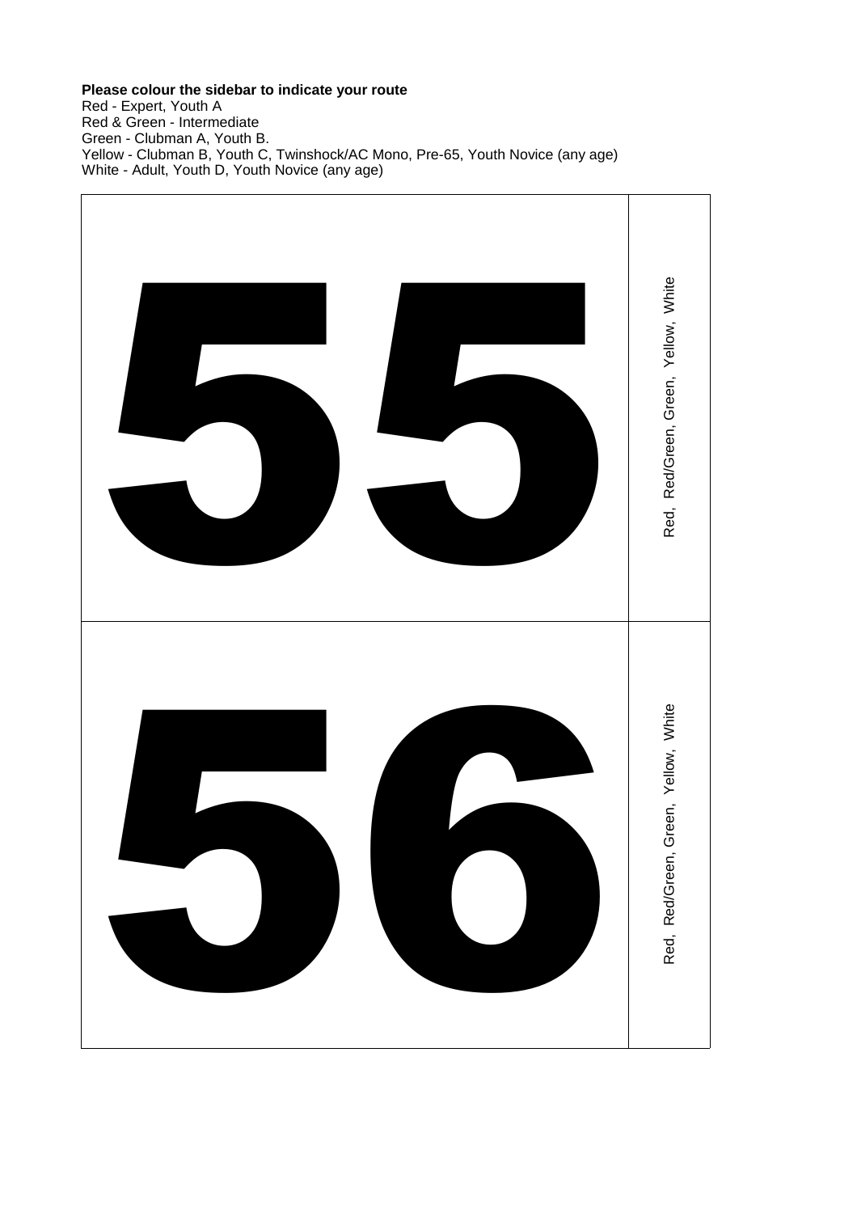**Please colour the sidebar to indicate your route**

Red - Expert, Youth A
Red & Green - Intermediate
Green - Clubman A, Youth B.
Yellow - Clubman B, Youth C, Twinshock/AC Mono, Pre-65, Youth Novice (any age)
White - Adult, Youth D, Youth Novice (any age)

| | |
|---|---|
| **55** | Red, Red/Green, Green, Yellow, White |
| **56** | Red, Red/Green, Green, Yellow, White |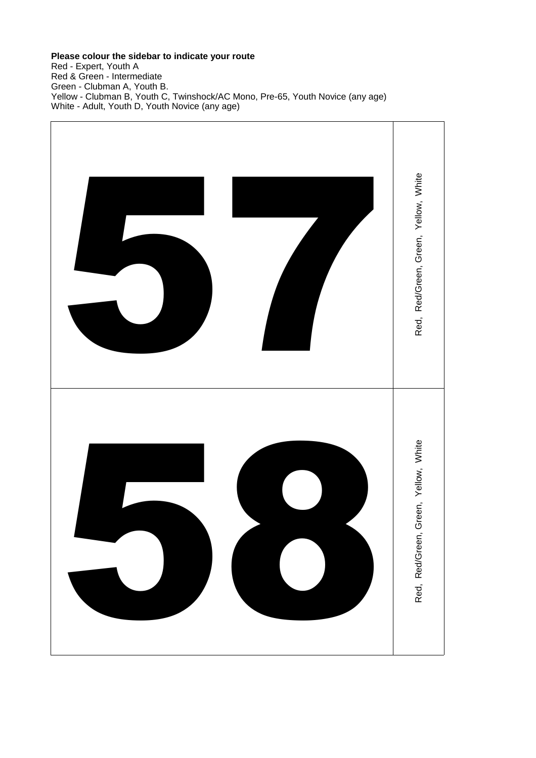**Please colour the sidebar to indicate your route**

Red - Expert, Youth A
Red & Green - Intermediate
Green - Clubman A, Youth B.
Yellow - Clubman B, Youth C, Twinshock/AC Mono, Pre-65, Youth Novice (any age)
White - Adult, Youth D, Youth Novice (any age)

| 57 | Red, Red/Green, Green, Yellow, White |
|---|---|
| 58 | Red, Red/Green, Green, Yellow, White |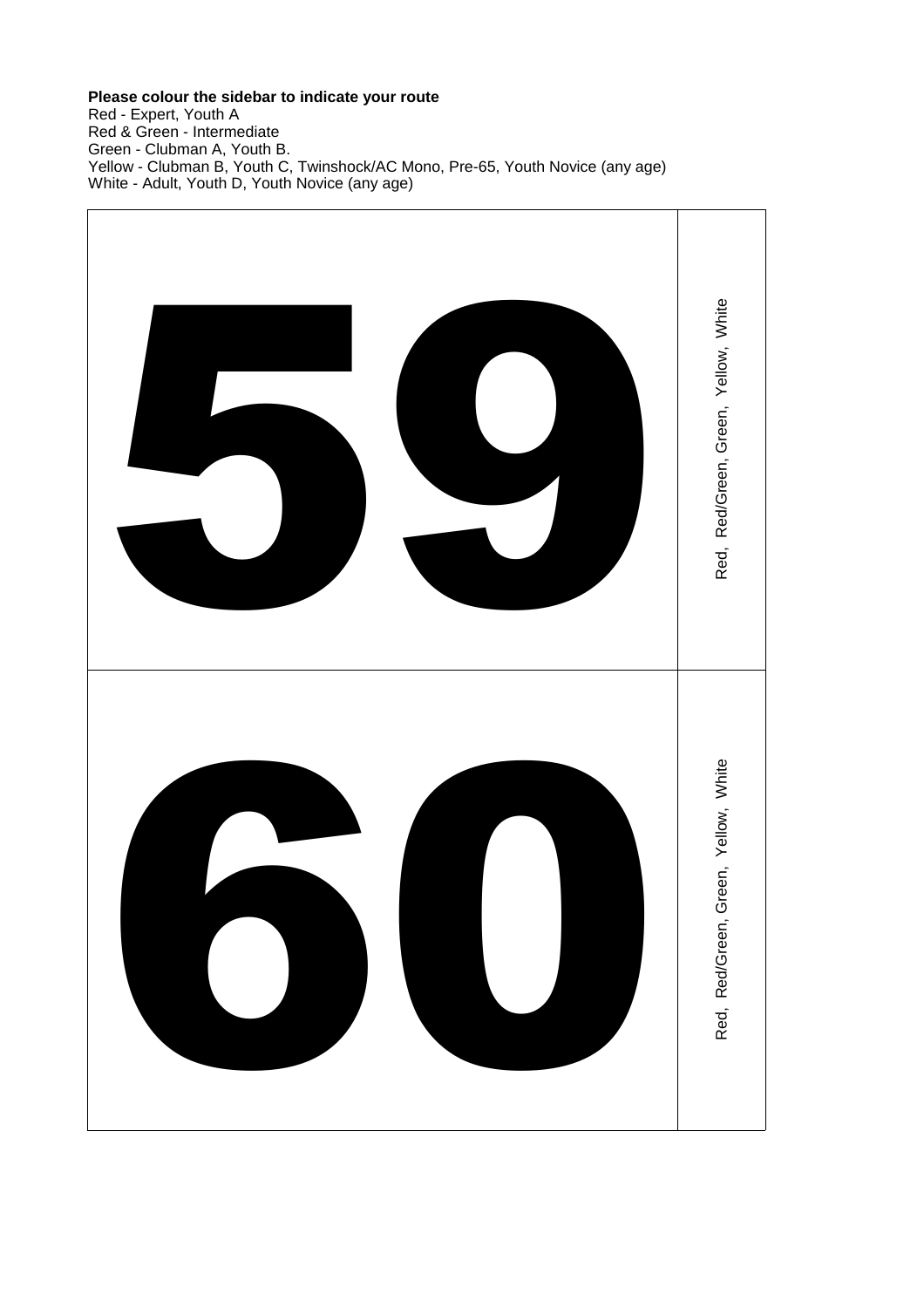**Please colour the sidebar to indicate your route**
Red - Expert, Youth A
Red & Green - Intermediate
Green - Clubman A, Youth B.
Yellow - Clubman B, Youth C, Twinshock/AC Mono, Pre-65, Youth Novice (any age)
White - Adult, Youth D, Youth Novice (any age)

| | |
|---|---|
| **59** | Red, Red/Green, Green, Yellow, White |
| **60** | Red, Red/Green, Green, Yellow, White |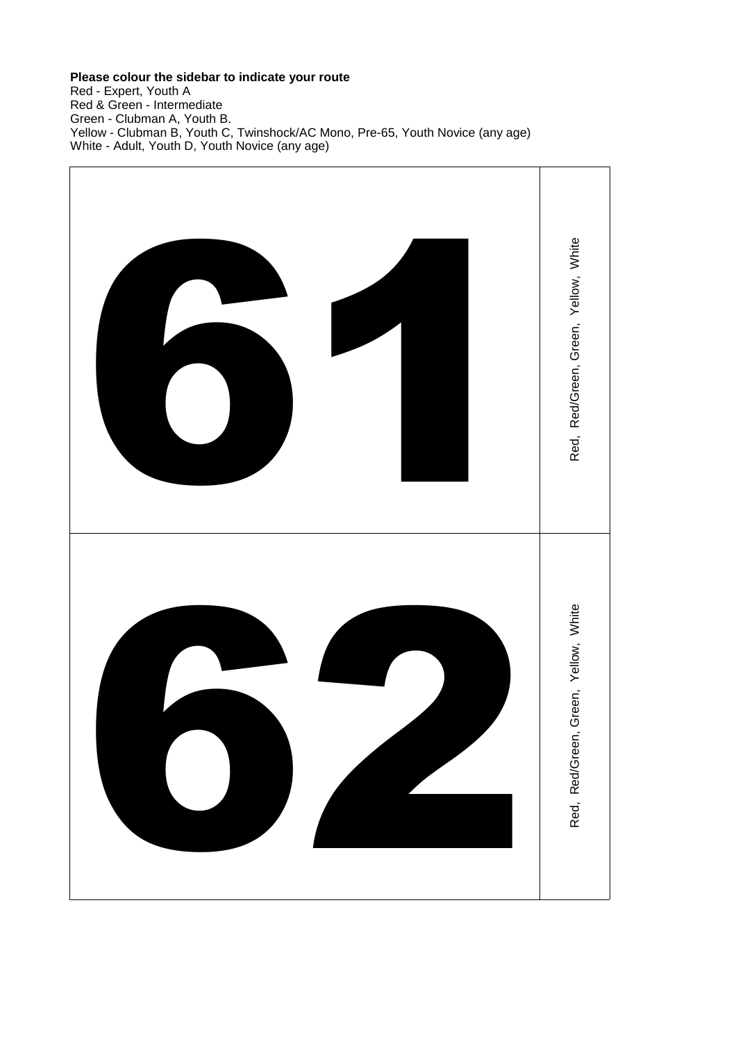**Please colour the sidebar to indicate your route**

Red - Expert, Youth A
Red & Green - Intermediate
Green - Clubman A, Youth B.
Yellow - Clubman B, Youth C, Twinshock/AC Mono, Pre-65, Youth Novice (any age)
White - Adult, Youth D, Youth Novice (any age)

| | |
|---|---|
| **61** | Red, Red/Green, Green, Yellow, White |
| **62** | Red, Red/Green, Green, Yellow, White |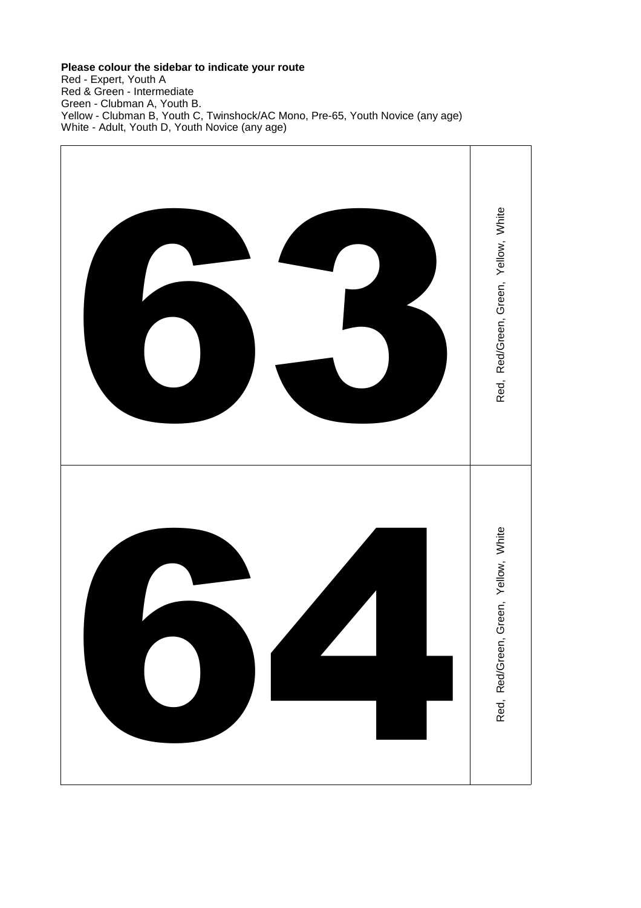**Please colour the sidebar to indicate your route**

Red - Expert, Youth A
Red & Green - Intermediate
Green - Clubman A, Youth B.
Yellow - Clubman B, Youth C, Twinshock/AC Mono, Pre-65, Youth Novice (any age)
White - Adult, Youth D, Youth Novice (any age)

| | |
|---|---|
| **63** | Red, Red/Green, Green, Yellow, White |
| **64** | Red, Red/Green, Green, Yellow, White |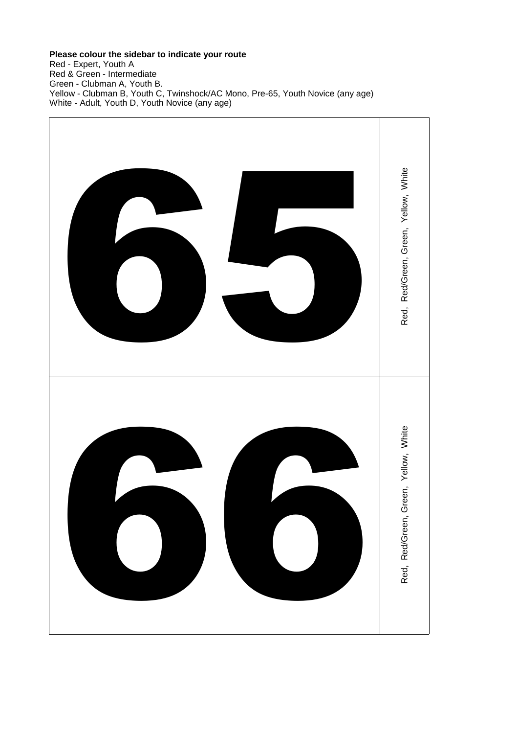**Please colour the sidebar to indicate your route**

Red - Expert, Youth A
Red & Green - Intermediate
Green - Clubman A, Youth B.
Yellow - Clubman B, Youth C, Twinshock/AC Mono, Pre-65, Youth Novice (any age)
White - Adult, Youth D, Youth Novice (any age)

| | |
|---|---|
| **65** | Red, Red/Green, Green, Yellow, White |
| **66** | Red, Red/Green, Green, Yellow, White |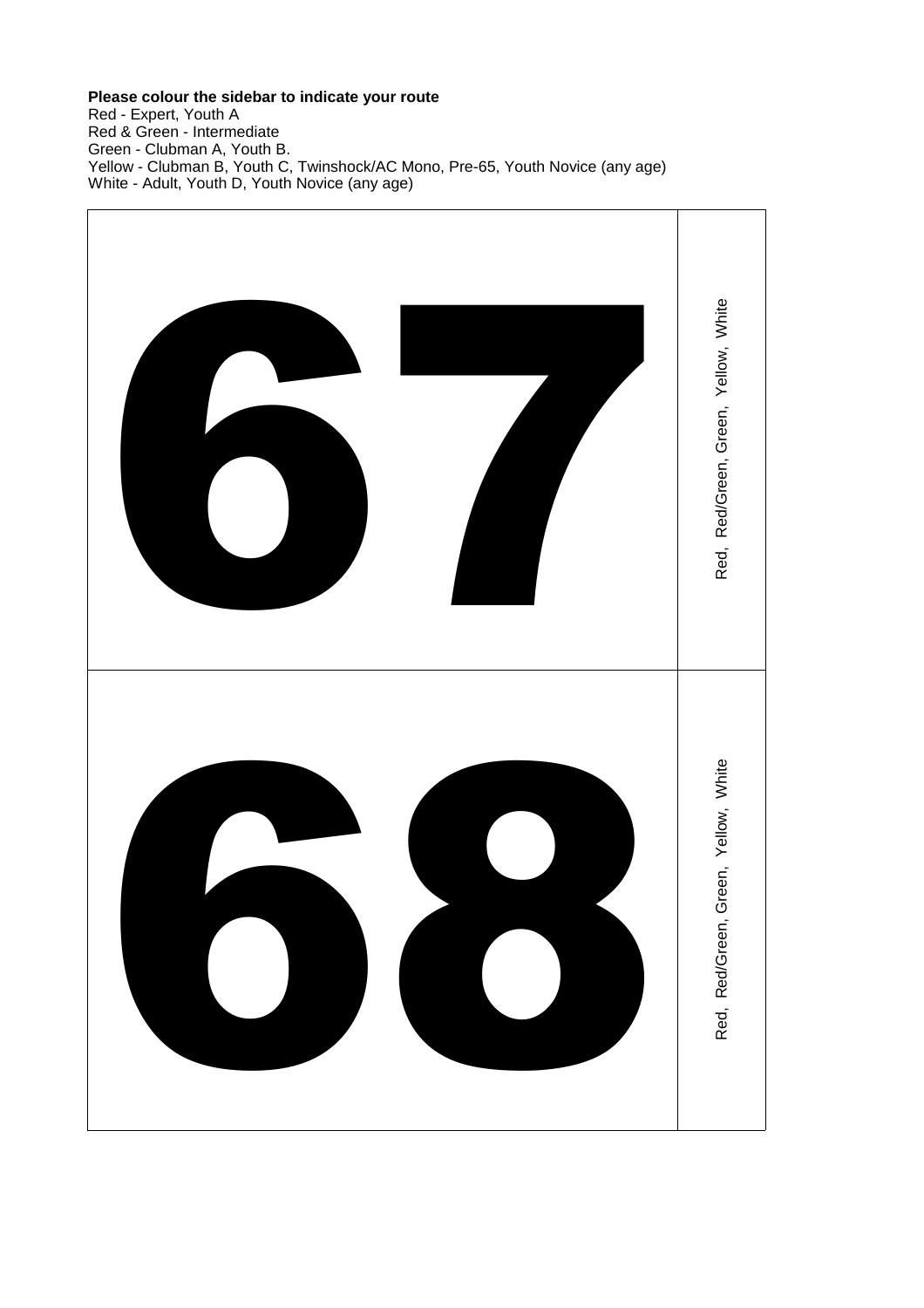**Please colour the sidebar to indicate your route**

Red - Expert, Youth A
Red & Green - Intermediate
Green - Clubman A, Youth B.
Yellow - Clubman B, Youth C, Twinshock/AC Mono, Pre-65, Youth Novice (any age)
White - Adult, Youth D, Youth Novice (any age)

| 67 | Red, Red/Green, Green, Yellow, White |
|---|---|
| 68 | Red, Red/Green, Green, Yellow, White |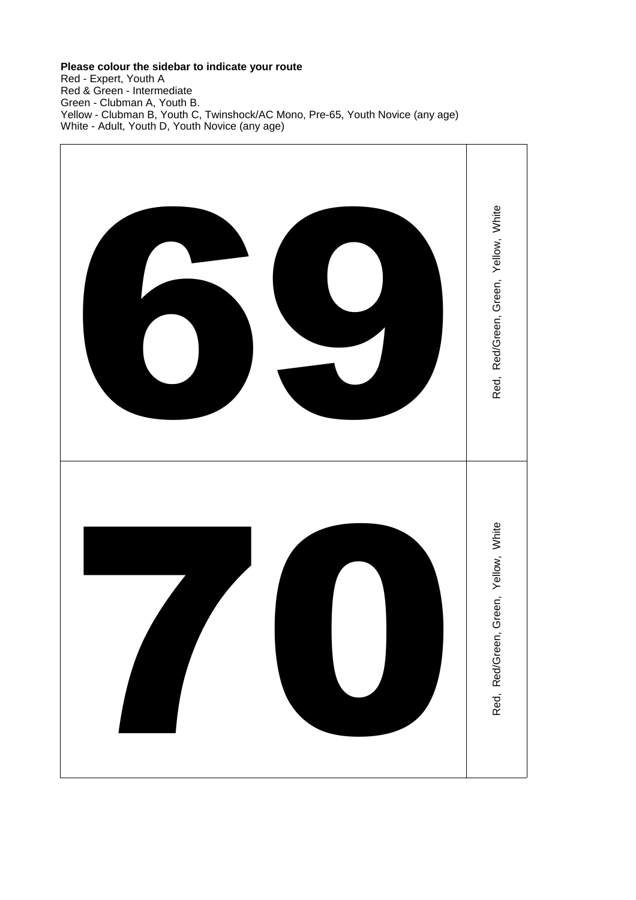**Please colour the sidebar to indicate your route**

Red - Expert, Youth A
Red & Green - Intermediate
Green - Clubman A, Youth B.
Yellow - Clubman B, Youth C, Twinshock/AC Mono, Pre-65, Youth Novice (any age)
White - Adult, Youth D, Youth Novice (any age)

| | |
|---|---|
| **69** | Red, Red/Green, Green, Yellow, White |
| **70** | Red, Red/Green, Green, Yellow, White |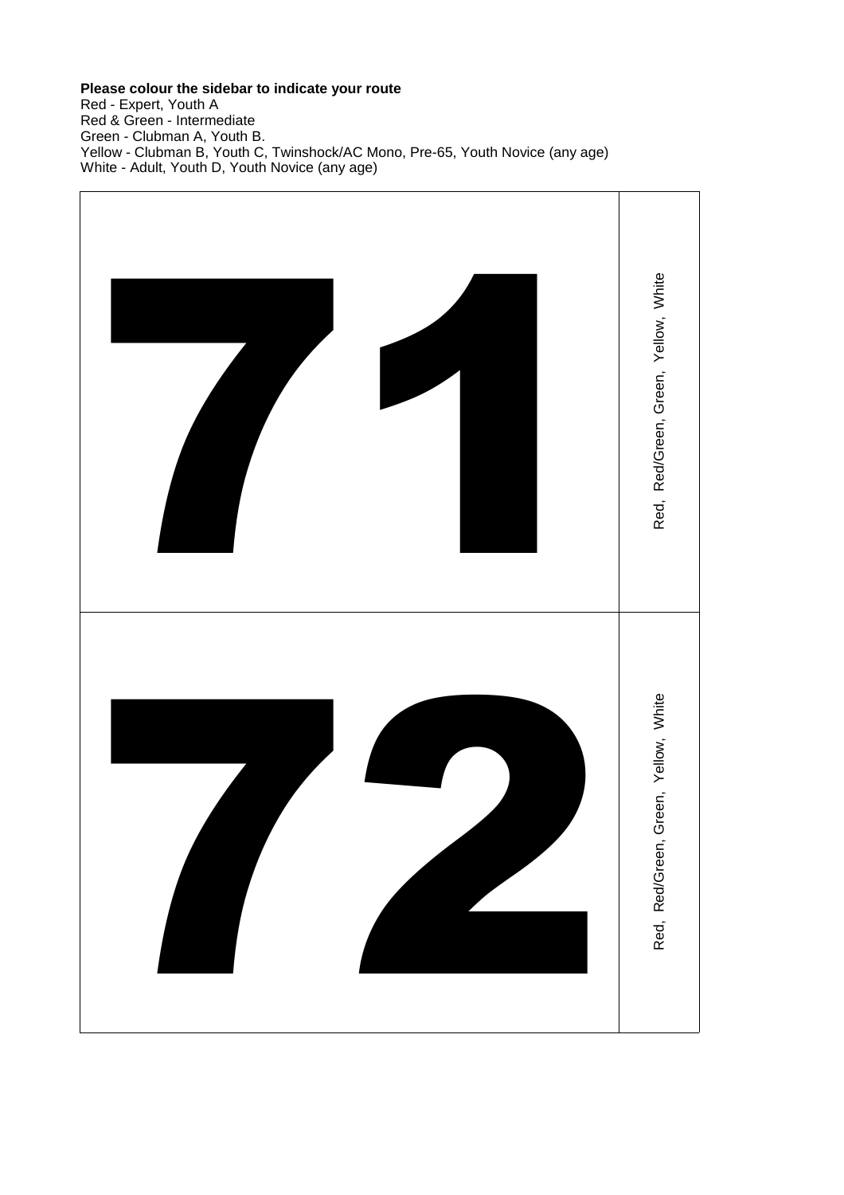**Please colour the sidebar to indicate your route**
Red - Expert, Youth A
Red & Green - Intermediate
Green - Clubman A, Youth B.
Yellow - Clubman B, Youth C, Twinshock/AC Mono, Pre-65, Youth Novice (any age)
White - Adult, Youth D, Youth Novice (any age)

| 71 | Red, Red/Green, Green, Yellow, White |
|---|---|
| 72 | Red, Red/Green, Green, Yellow, White |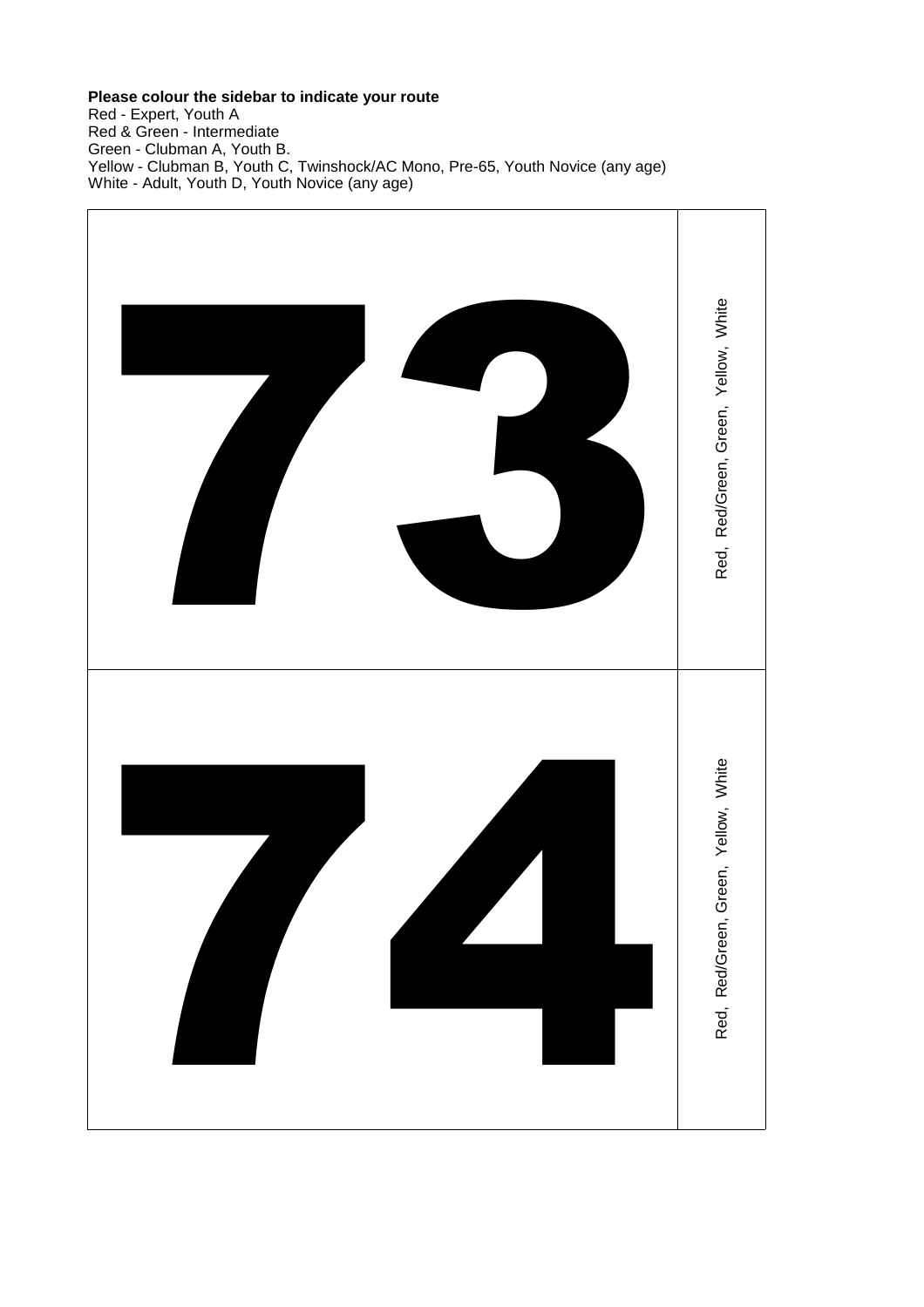**Please colour the sidebar to indicate your route**

Red - Expert, Youth A
Red & Green - Intermediate
Green - Clubman A, Youth B.
Yellow - Clubman B, Youth C, Twinshock/AC Mono, Pre-65, Youth Novice (any age)
White - Adult, Youth D, Youth Novice (any age)

| 73 | Red, Red/Green, Green, Yellow, White |
| --- | --- |
| 74 | Red, Red/Green, Green, Yellow, White |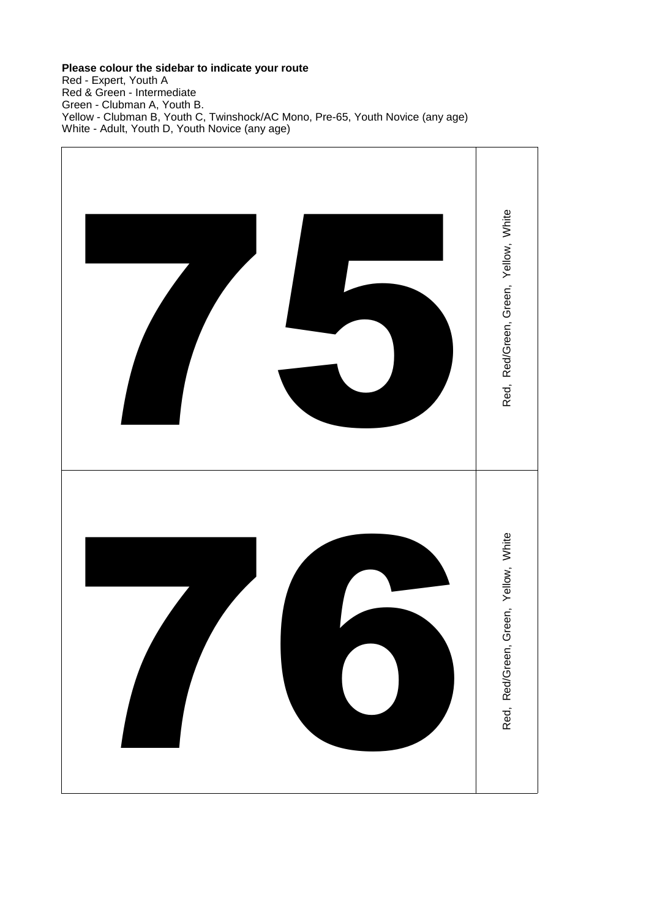**Please colour the sidebar to indicate your route**
Red - Expert, Youth A
Red & Green - Intermediate
Green - Clubman A, Youth B.
Yellow - Clubman B, Youth C, Twinshock/AC Mono, Pre-65, Youth Novice (any age)
White - Adult, Youth D, Youth Novice (any age)

| | |
|---|---|
| # 75 | Red, Red/Green, Green, Yellow, White |
| # 76 | Red, Red/Green, Green, Yellow, White |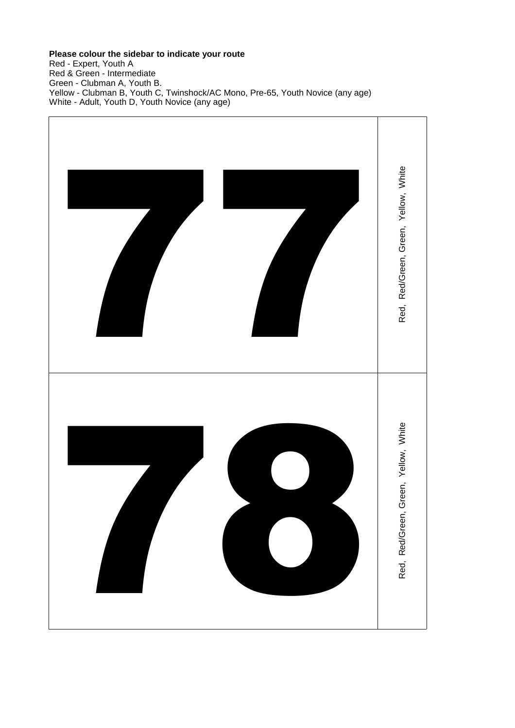**Please colour the sidebar to indicate your route**

Red - Expert, Youth A
Red & Green - Intermediate
Green - Clubman A, Youth B.
Yellow - Clubman B, Youth C, Twinshock/AC Mono, Pre-65, Youth Novice (any age)
White - Adult, Youth D, Youth Novice (any age)

| | |
|---|---|
| **77** | Red, Red/Green, Green, Yellow, White |
| **78** | Red, Red/Green, Green, Yellow, White |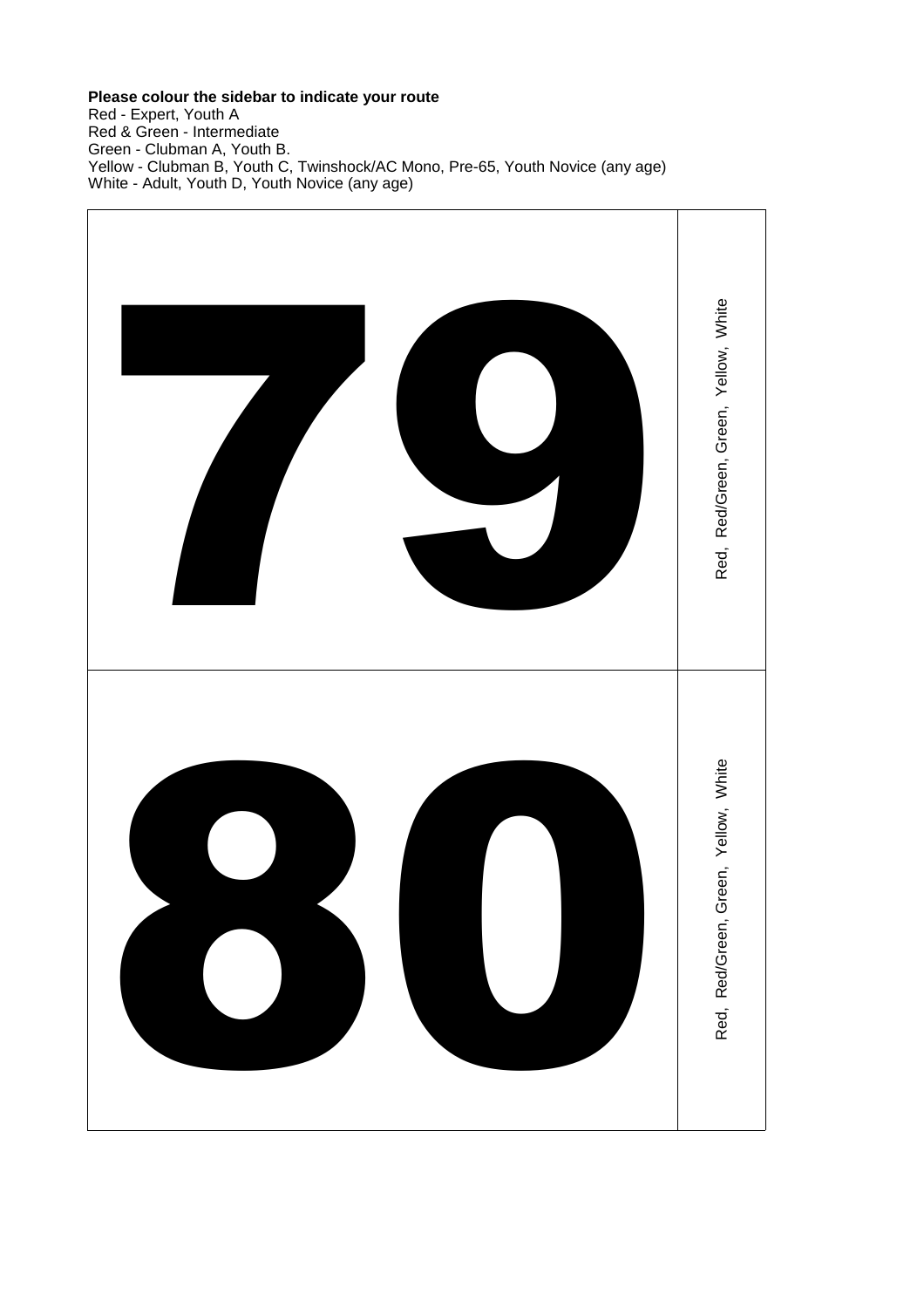**Please colour the sidebar to indicate your route**

Red - Expert, Youth A
Red & Green - Intermediate
Green - Clubman A, Youth B.
Yellow - Clubman B, Youth C, Twinshock/AC Mono, Pre-65, Youth Novice (any age)
White - Adult, Youth D, Youth Novice (any age)

| | |
|---|---|
| **79** | Red, Red/Green, Green, Yellow, White |
| **80** | Red, Red/Green, Green, Yellow, White |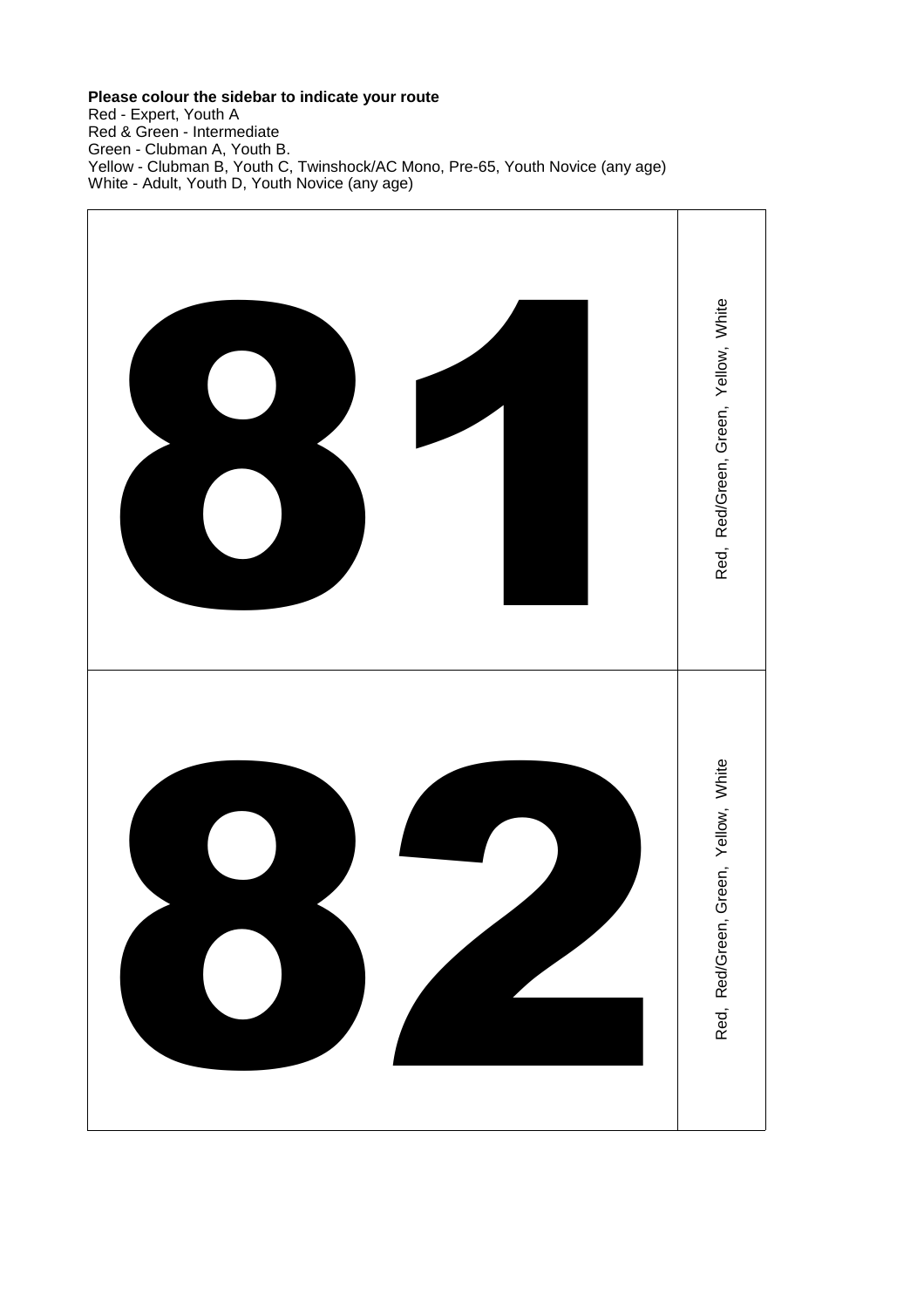**Please colour the sidebar to indicate your route**

Red - Expert, Youth A
Red & Green - Intermediate
Green - Clubman A, Youth B.
Yellow - Clubman B, Youth C, Twinshock/AC Mono, Pre-65, Youth Novice (any age)
White - Adult, Youth D, Youth Novice (any age)

| 81 | Red, Red/Green, Green, Yellow, White |
|---|---|
| 82 | Red, Red/Green, Green, Yellow, White |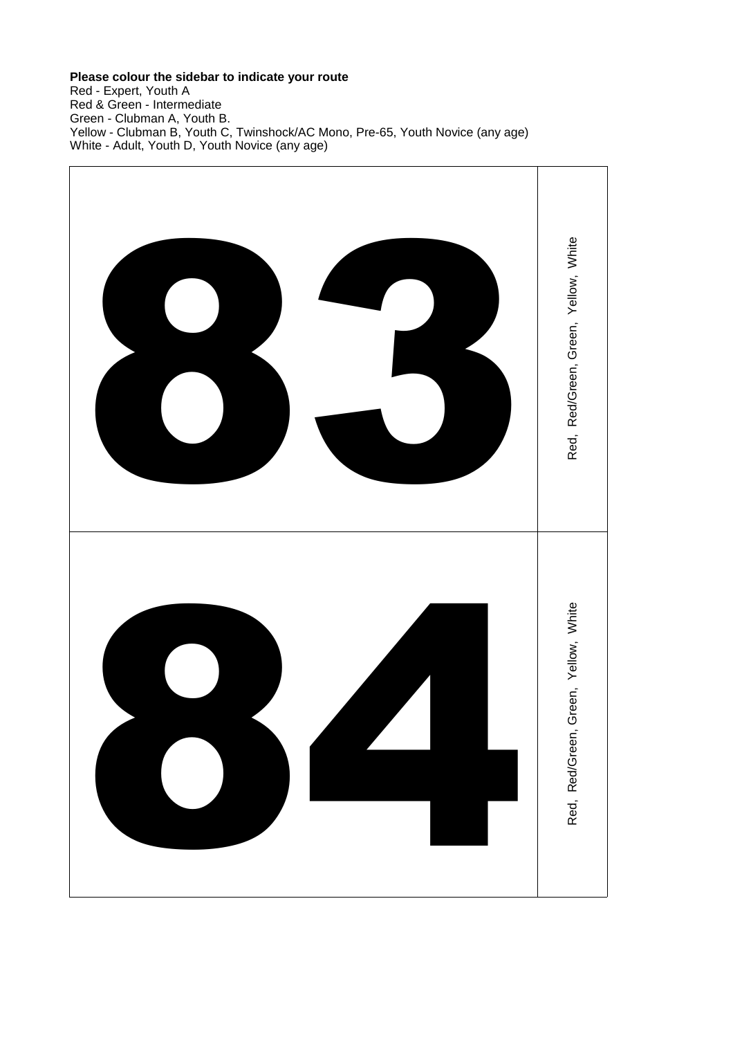**Please colour the sidebar to indicate your route**
Red - Expert, Youth A
Red & Green - Intermediate
Green - Clubman A, Youth B.
Yellow - Clubman B, Youth C, Twinshock/AC Mono, Pre-65, Youth Novice (any age)
White - Adult, Youth D, Youth Novice (any age)

| | |
|---|---|
| 83 | Red, Red/Green, Green, Yellow, White |
| 84 | Red, Red/Green, Green, Yellow, White |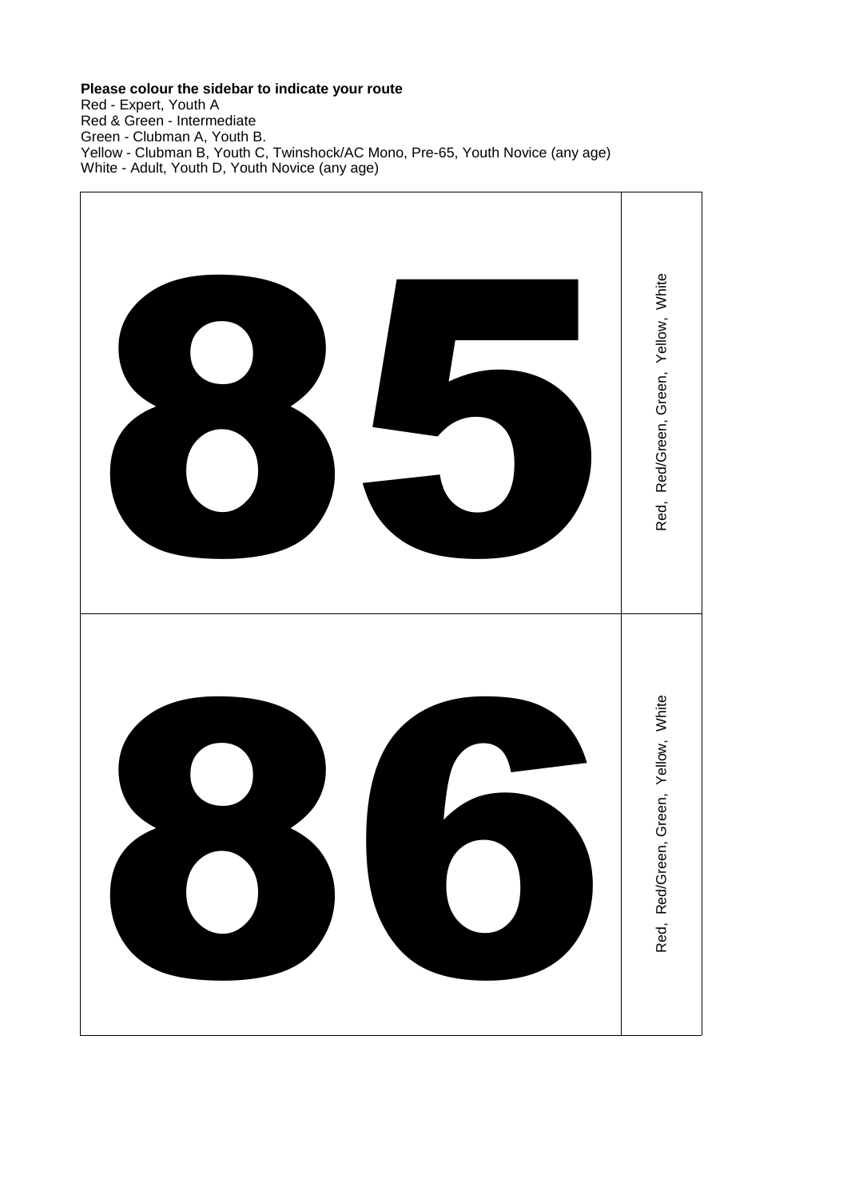**Please colour the sidebar to indicate your route**
Red - Expert, Youth A
Red & Green - Intermediate
Green - Clubman A, Youth B.
Yellow - Clubman B, Youth C, Twinshock/AC Mono, Pre-65, Youth Novice (any age)
White - Adult, Youth D, Youth Novice (any age)

| | |
|---|---|
| **85** | Red, Red/Green, Green, Yellow, White |
| **86** | Red, Red/Green, Green, Yellow, White |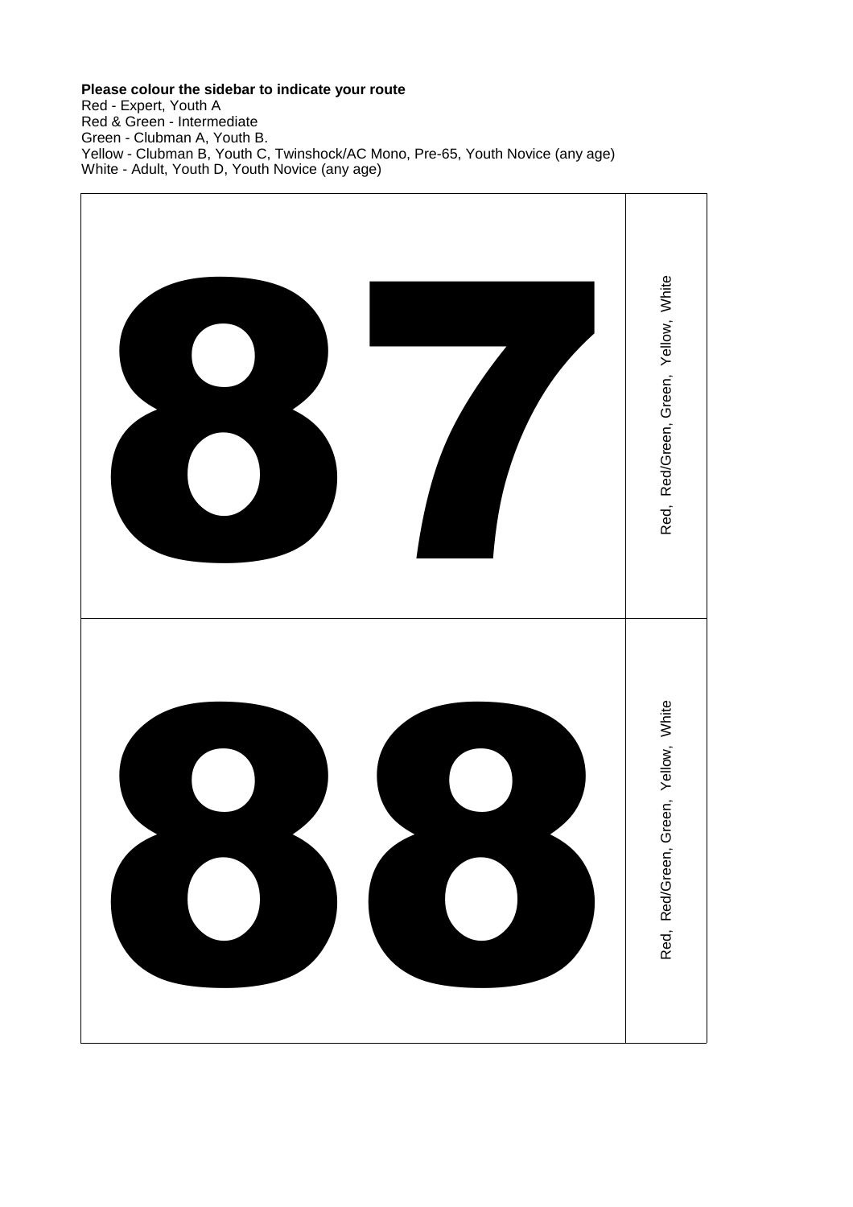**Please colour the sidebar to indicate your route**

Red - Expert, Youth A
Red & Green - Intermediate
Green - Clubman A, Youth B.
Yellow - Clubman B, Youth C, Twinshock/AC Mono, Pre-65, Youth Novice (any age)
White - Adult, Youth D, Youth Novice (any age)

| | |
|---|---|
| 87 | Red, Red/Green, Green, Yellow, White |
| 88 | Red, Red/Green, Green, Yellow, White |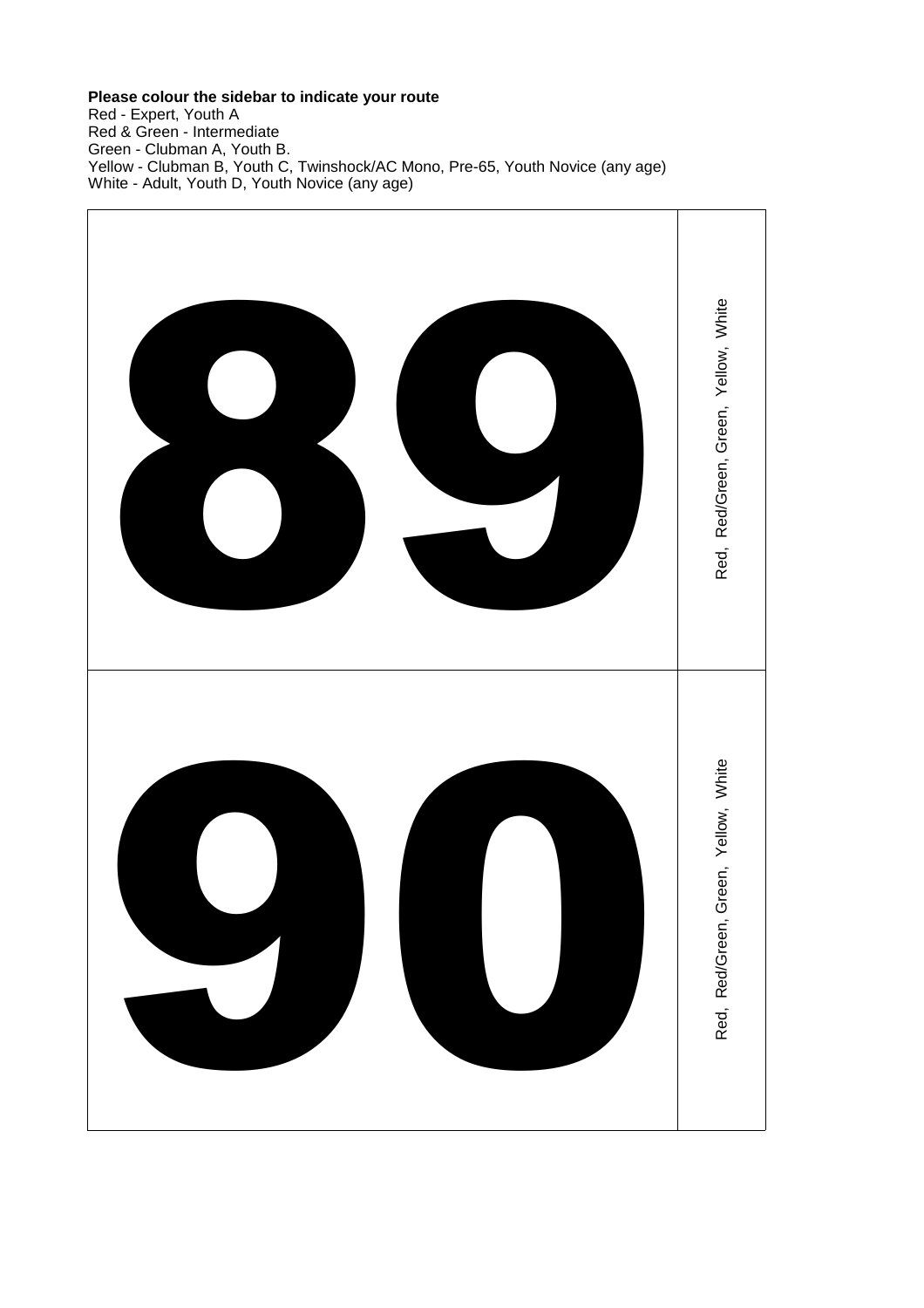**Please colour the sidebar to indicate your route**

Red - Expert, Youth A
Red & Green - Intermediate
Green - Clubman A, Youth B.
Yellow - Clubman B, Youth C, Twinshock/AC Mono, Pre-65, Youth Novice (any age)
White - Adult, Youth D, Youth Novice (any age)

| | |
|---|---|
| **89** | Red, Red/Green, Green, Yellow, White |
| **90** | Red, Red/Green, Green, Yellow, White |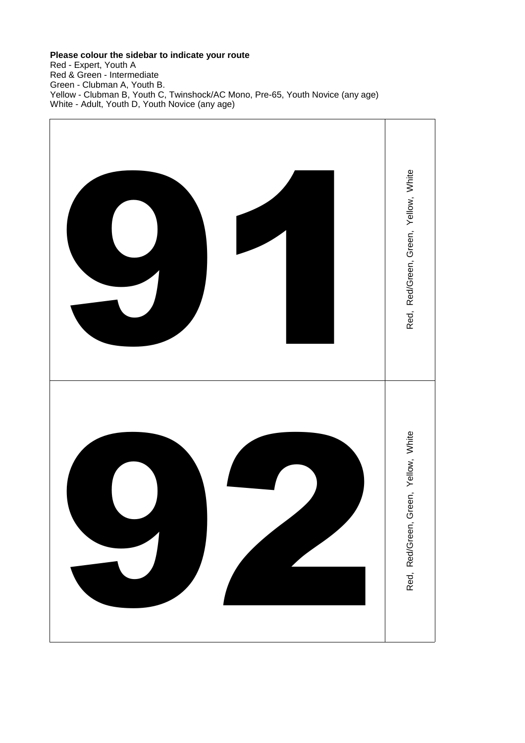**Please colour the sidebar to indicate your route**

Red - Expert, Youth A
Red & Green - Intermediate
Green - Clubman A, Youth B.
Yellow - Clubman B, Youth C, Twinshock/AC Mono, Pre-65, Youth Novice (any age)
White - Adult, Youth D, Youth Novice (any age)

| | |
|---|---|
| **91** | Red, Red/Green, Green, Yellow, White |
| **92** | Red, Red/Green, Green, Yellow, White |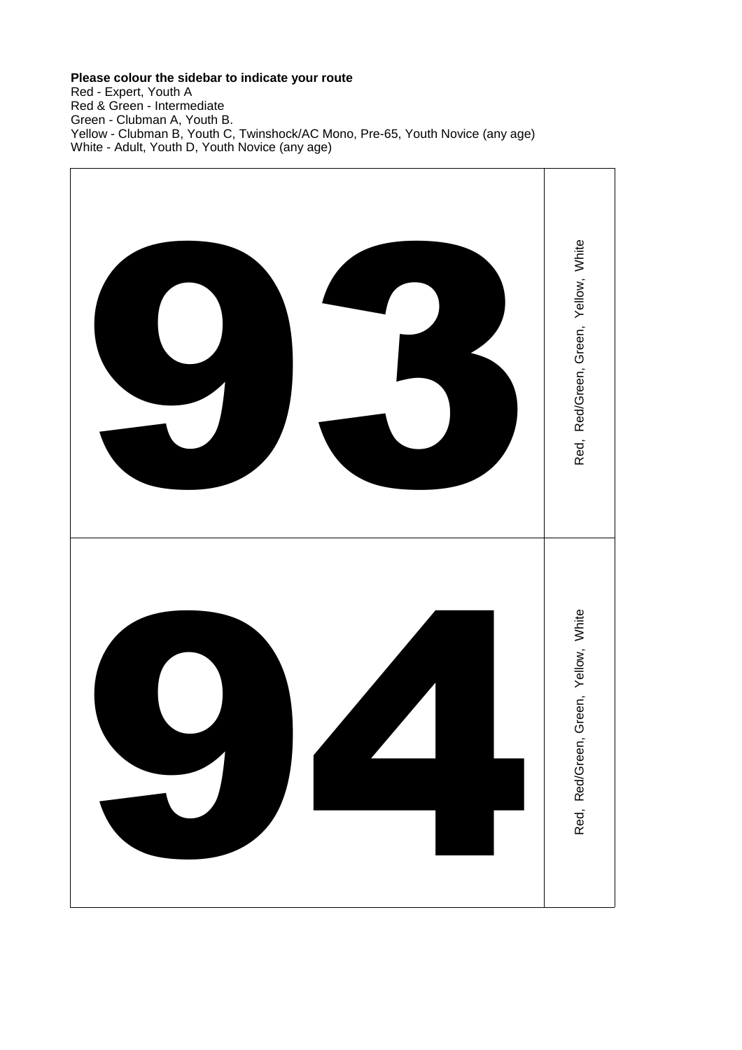**Please colour the sidebar to indicate your route**

Red - Expert, Youth A
Red & Green - Intermediate
Green - Clubman A, Youth B.
Yellow - Clubman B, Youth C, Twinshock/AC Mono, Pre-65, Youth Novice (any age)
White - Adult, Youth D, Youth Novice (any age)

| | |
|---|---|
| # 93 | Red, Red/Green, Green, Yellow, White |
| # 94 | Red, Red/Green, Green, Yellow, White |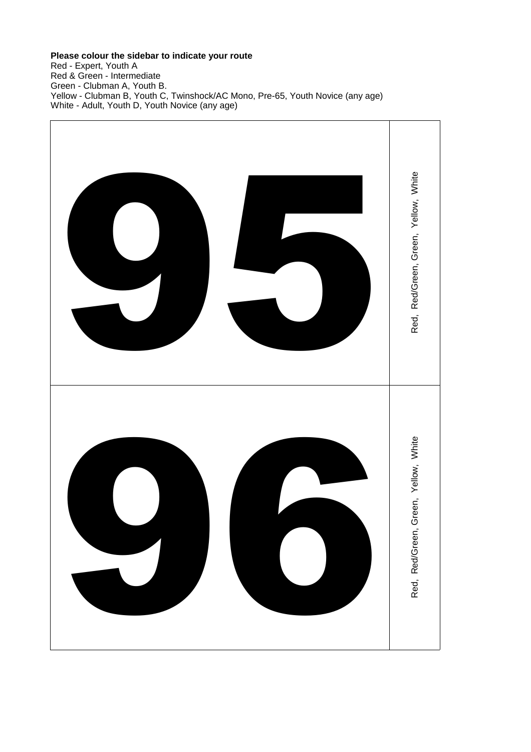**Please colour the sidebar to indicate your route**

Red - Expert, Youth A
Red & Green - Intermediate
Green - Clubman A, Youth B.
Yellow - Clubman B, Youth C, Twinshock/AC Mono, Pre-65, Youth Novice (any age)
White - Adult, Youth D, Youth Novice (any age)

| | |
|---|---|
| **95** | Red, Red/Green, Green, Yellow, White |
| **96** | Red, Red/Green, Green, Yellow, White |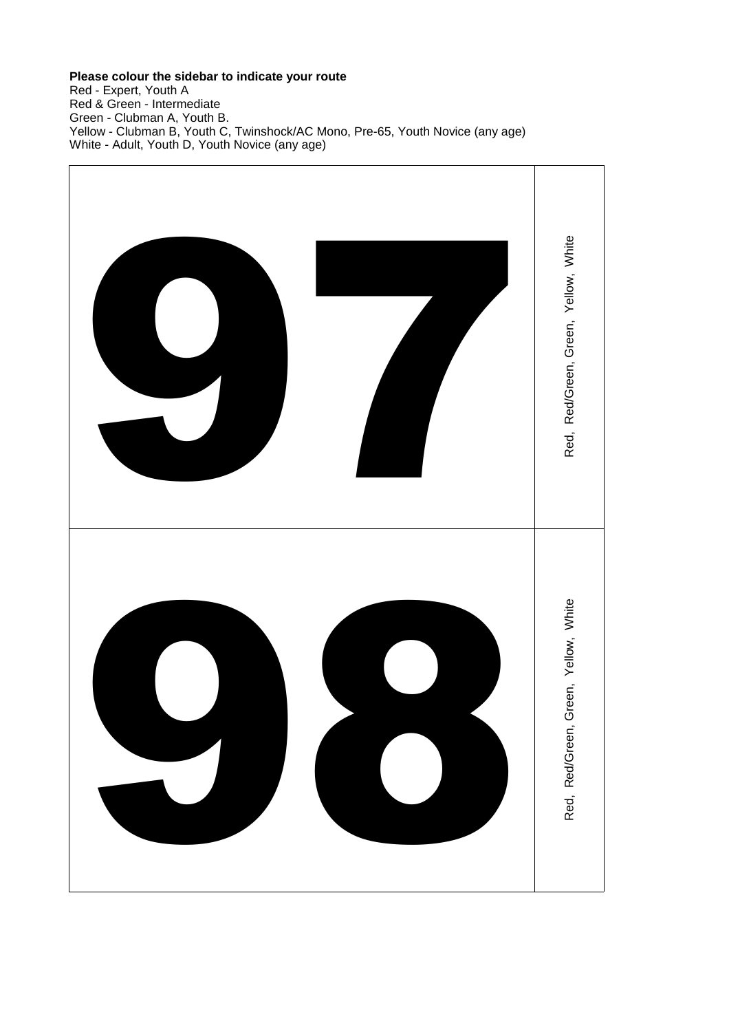**Please colour the sidebar to indicate your route**

Red - Expert, Youth A
Red & Green - Intermediate
Green - Clubman A, Youth B.
Yellow - Clubman B, Youth C, Twinshock/AC Mono, Pre-65, Youth Novice (any age)
White - Adult, Youth D, Youth Novice (any age)

| | |
|---|---|
| **97** | Red, Red/Green, Green, Yellow, White |
| **98** | Red, Red/Green, Green, Yellow, White |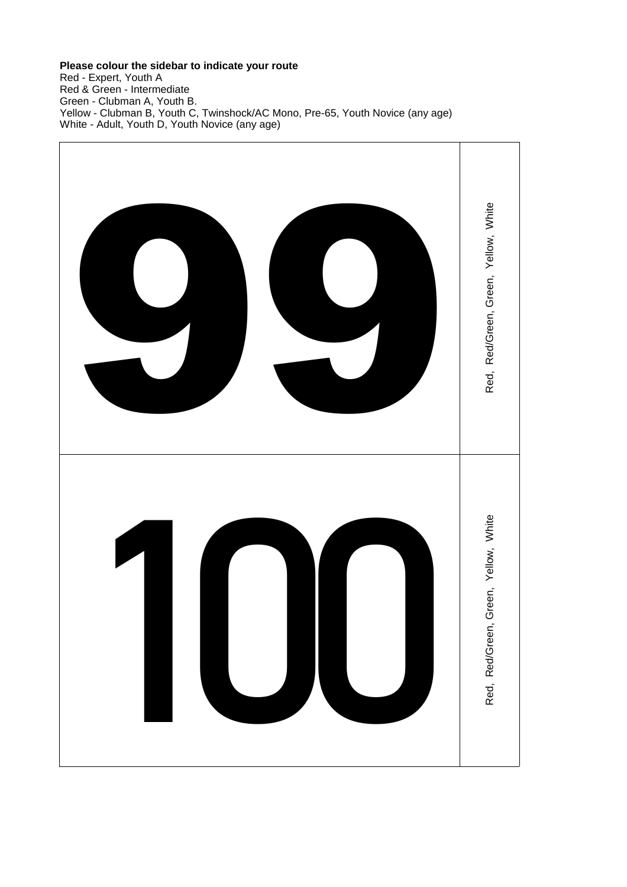**Please colour the sidebar to indicate your route**

Red - Expert, Youth A
Red & Green - Intermediate
Green - Clubman A, Youth B.
Yellow - Clubman B, Youth C, Twinshock/AC Mono, Pre-65, Youth Novice (any age)
White - Adult, Youth D, Youth Novice (any age)

| | |
|---|---|
| 99 | Red, Red/Green, Green, Yellow, White |
| 100 | Red, Red/Green, Green, Yellow, White |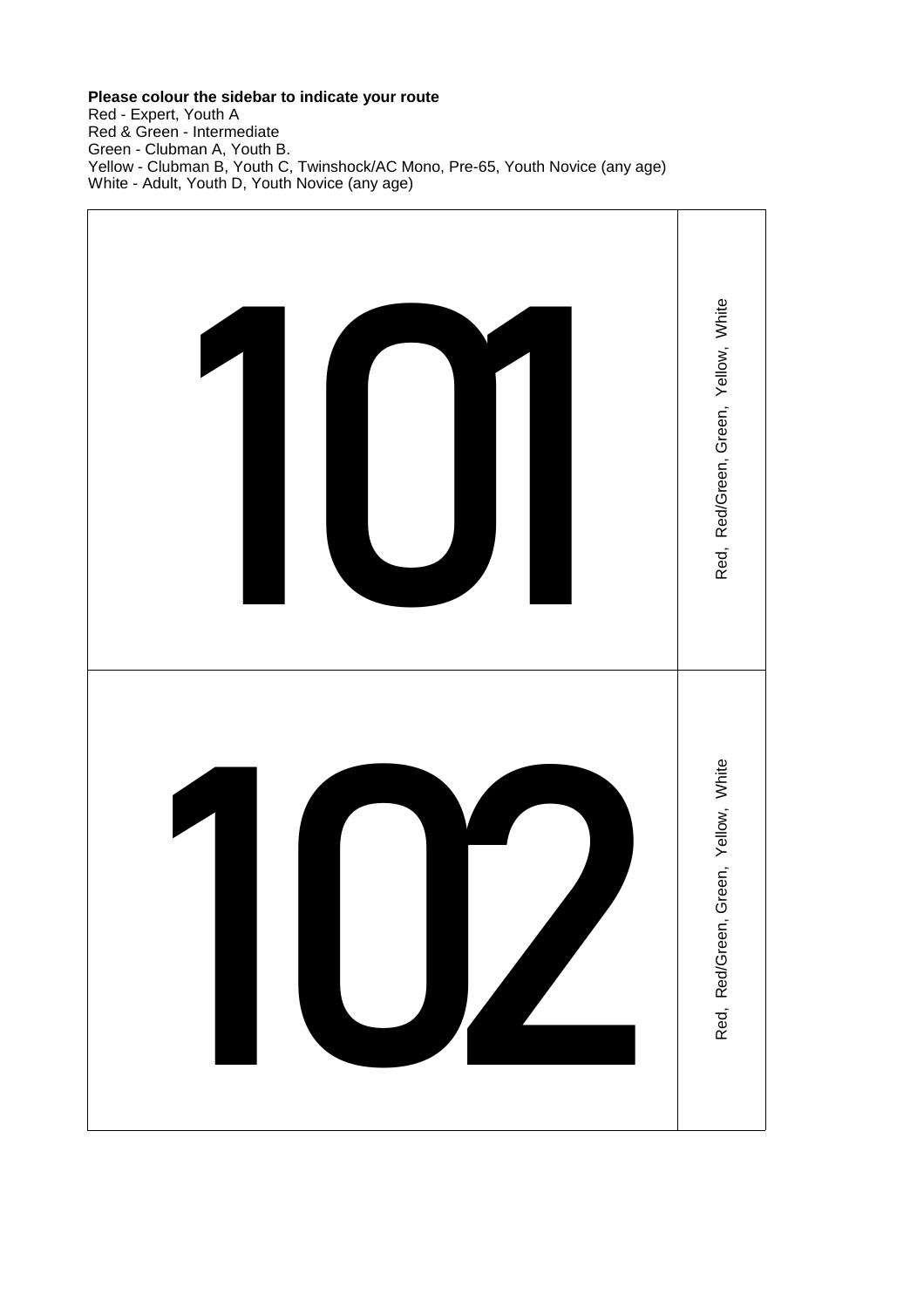**Please colour the sidebar to indicate your route**

Red - Expert, Youth A
Red & Green - Intermediate
Green - Clubman A, Youth B.
Yellow - Clubman B, Youth C, Twinshock/AC Mono, Pre-65, Youth Novice (any age)
White - Adult, Youth D, Youth Novice (any age)

| 101 | Red, Red/Green, Green, Yellow, White |
| --- | --- |
| 102 | Red, Red/Green, Green, Yellow, White |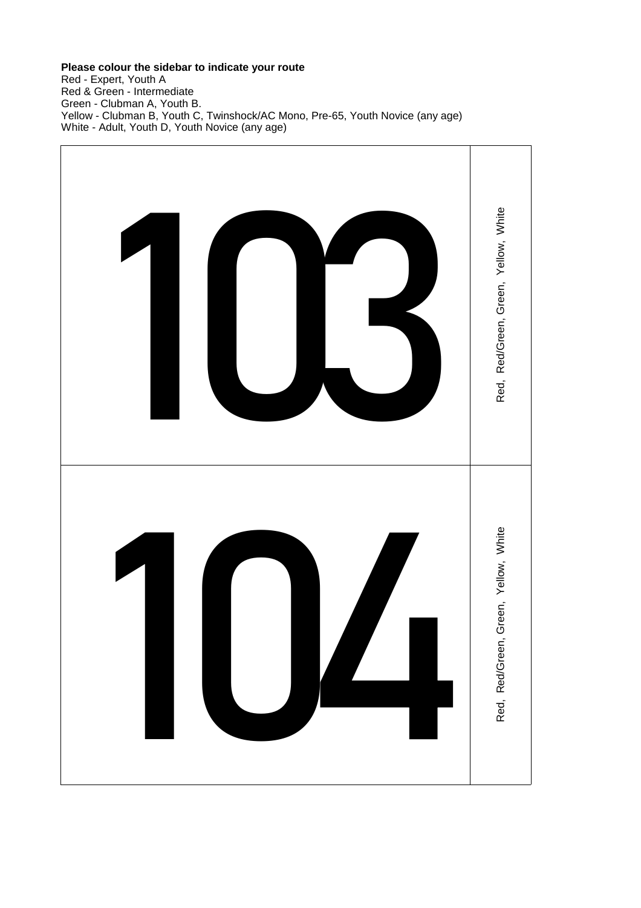**Please colour the sidebar to indicate your route**
Red - Expert, Youth A
Red & Green - Intermediate
Green - Clubman A, Youth B.
Yellow - Clubman B, Youth C, Twinshock/AC Mono, Pre-65, Youth Novice (any age)
White - Adult, Youth D, Youth Novice (any age)

| | |
|---|---|
| 103 | Red, Red/Green, Green, Yellow, White |
| 104 | Red, Red/Green, Green, Yellow, White |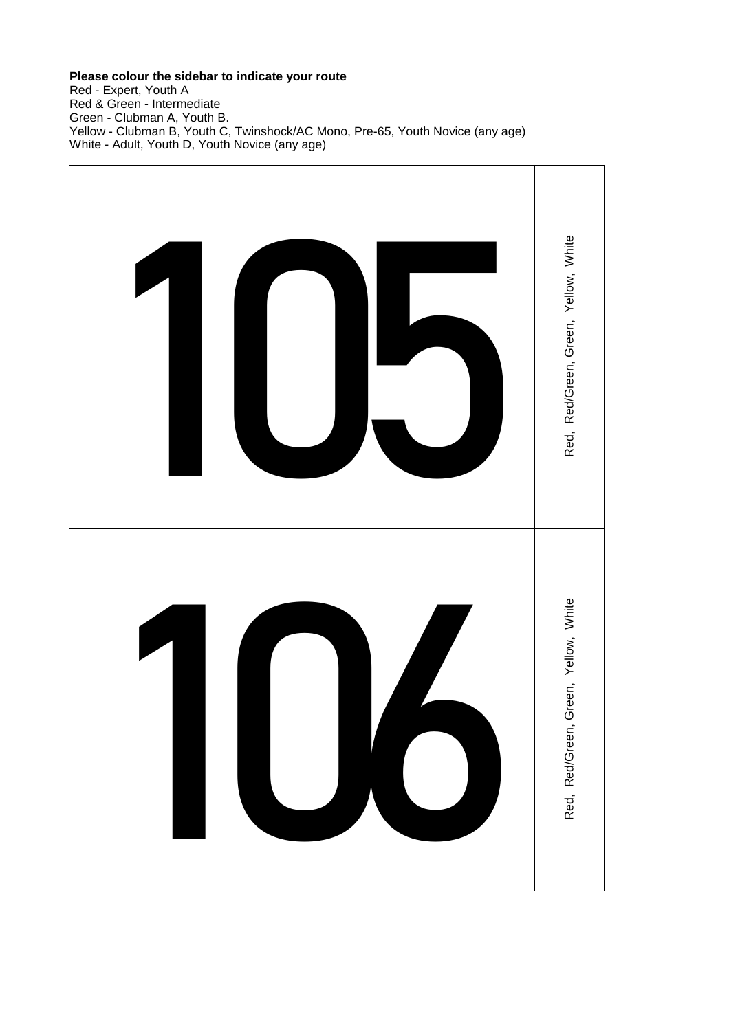**Please colour the sidebar to indicate your route**

Red - Expert, Youth A
Red & Green - Intermediate
Green - Clubman A, Youth B.
Yellow - Clubman B, Youth C, Twinshock/AC Mono, Pre-65, Youth Novice (any age)
White - Adult, Youth D, Youth Novice (any age)

| 105 | Red, Red/Green, Green, Yellow, White |
|---|---|
| 106 | Red, Red/Green, Green, Yellow, White |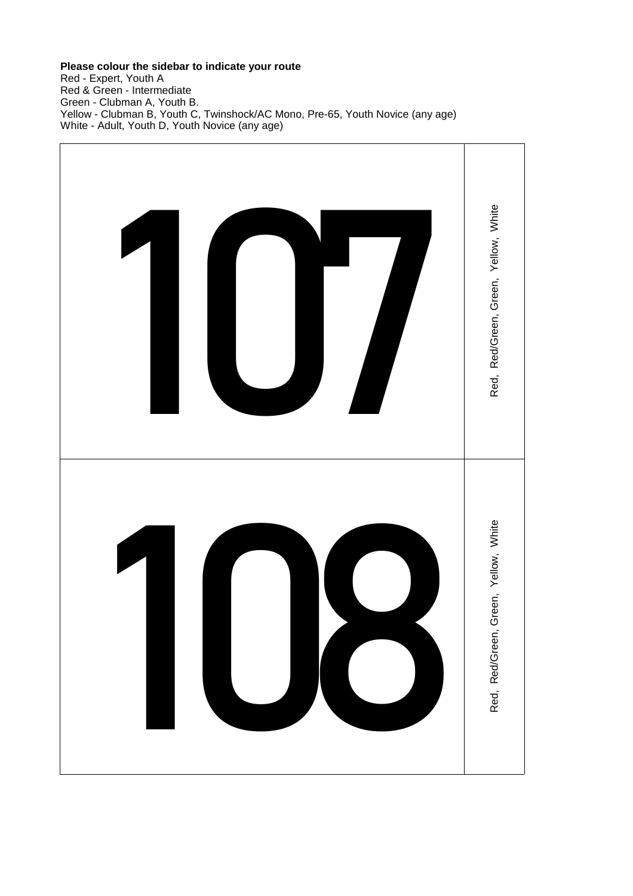**Please colour the sidebar to indicate your route**

Red - Expert, Youth A
Red & Green - Intermediate
Green - Clubman A, Youth B.
Yellow - Clubman B, Youth C, Twinshock/AC Mono, Pre-65, Youth Novice (any age)
White - Adult, Youth D, Youth Novice (any age)

| | |
|---|---|
| 107 | Red, Red/Green, Green, Yellow, White |
| 108 | Red, Red/Green, Green, Yellow, White |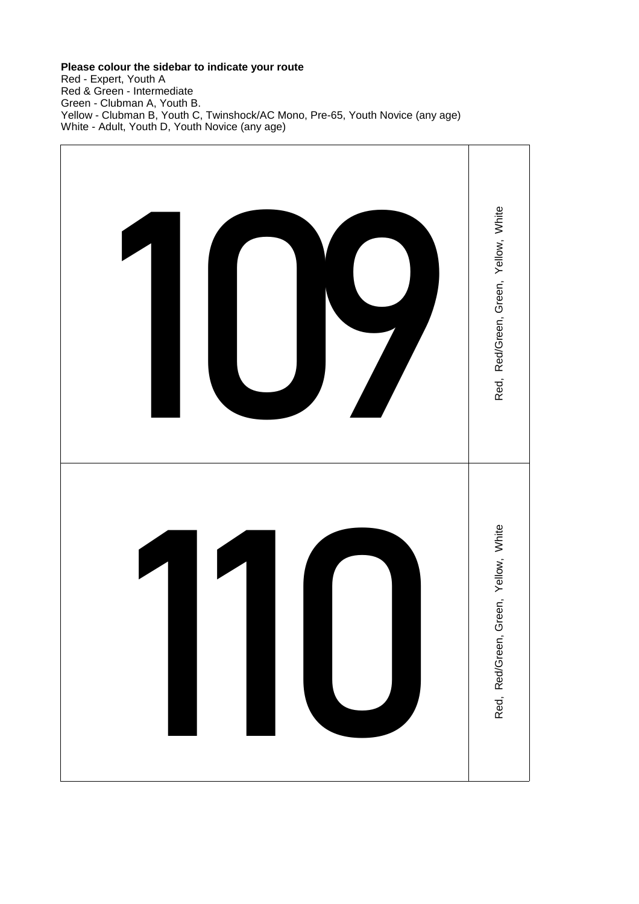**Please colour the sidebar to indicate your route**

Red - Expert, Youth A
Red & Green - Intermediate
Green - Clubman A, Youth B.
Yellow - Clubman B, Youth C, Twinshock/AC Mono, Pre-65, Youth Novice (any age)
White - Adult, Youth D, Youth Novice (any age)

| 109 | Red, Red/Green, Green, Yellow, White |
|---|---|
| 110 | Red, Red/Green, Green, Yellow, White |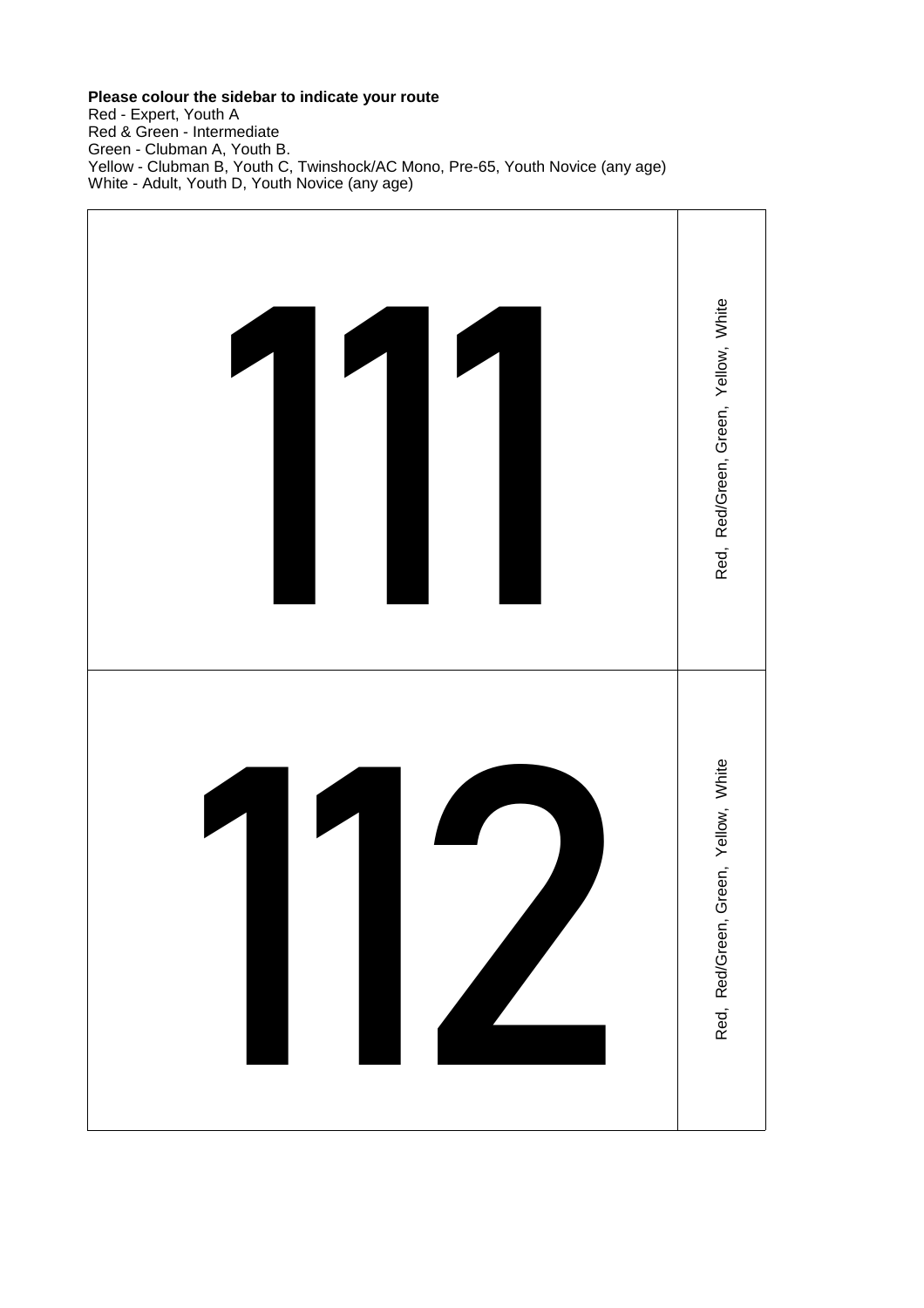**Please colour the sidebar to indicate your route**

Red - Expert, Youth A
Red & Green - Intermediate
Green - Clubman A, Youth B.
Yellow - Clubman B, Youth C, Twinshock/AC Mono, Pre-65, Youth Novice (any age)
White - Adult, Youth D, Youth Novice (any age)

| | |
|---|---|
| 111 | Red, Red/Green, Green, Yellow, White |
| 112 | Red, Red/Green, Green, Yellow, White |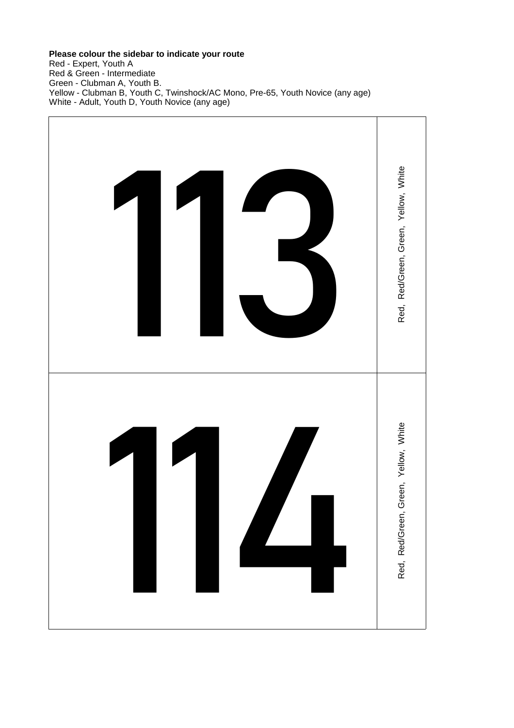**Please colour the sidebar to indicate your route**

Red - Expert, Youth A
Red & Green - Intermediate
Green - Clubman A, Youth B.
Yellow - Clubman B, Youth C, Twinshock/AC Mono, Pre-65, Youth Novice (any age)
White - Adult, Youth D, Youth Novice (any age)

| | |
|---|---|
| 113 | Red, Red/Green, Green, Yellow, White |
| 114 | Red, Red/Green, Green, Yellow, White |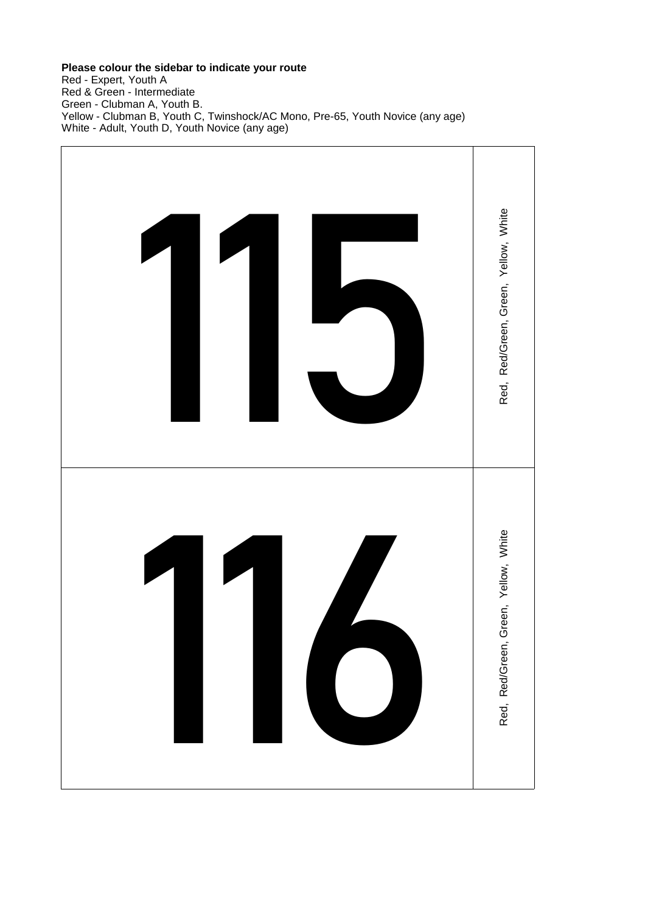**Please colour the sidebar to indicate your route**

Red - Expert, Youth A
Red & Green - Intermediate
Green - Clubman A, Youth B.
Yellow - Clubman B, Youth C, Twinshock/AC Mono, Pre-65, Youth Novice (any age)
White - Adult, Youth D, Youth Novice (any age)

| | |
|---|---|
| 115 | Red, Red/Green, Green, Yellow, White |
| 116 | Red, Red/Green, Green, Yellow, White |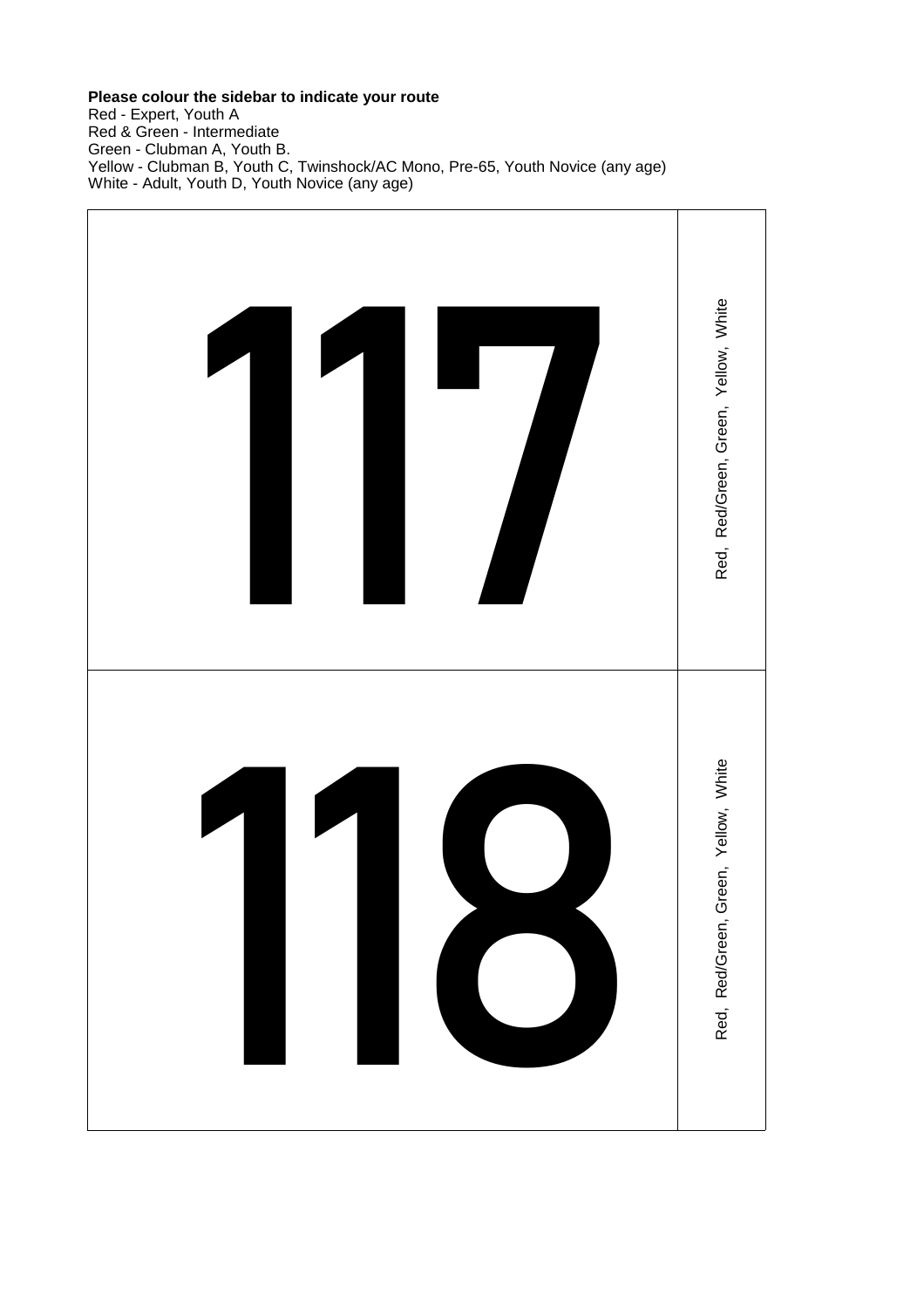**Please colour the sidebar to indicate your route**
Red - Expert, Youth A
Red & Green - Intermediate
Green - Clubman A, Youth B.
Yellow - Clubman B, Youth C, Twinshock/AC Mono, Pre-65, Youth Novice (any age)
White - Adult, Youth D, Youth Novice (any age)

| | |
|---|---|
| 117 | Red, Red/Green, Green, Yellow, White |
| 118 | Red, Red/Green, Green, Yellow, White |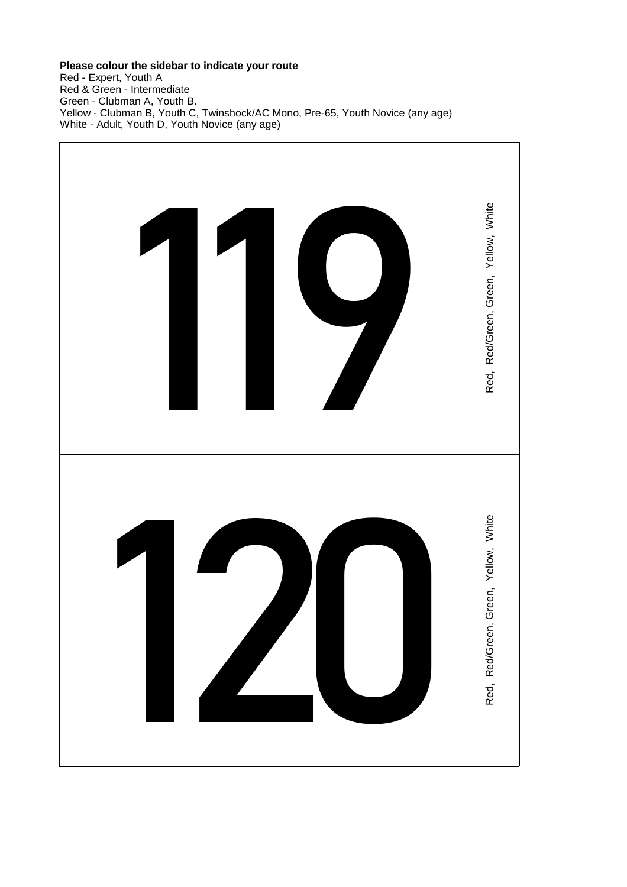**Please colour the sidebar to indicate your route**

Red - Expert, Youth A

Red & Green - Intermediate

Green - Clubman A, Youth B.

Yellow - Clubman B, Youth C, Twinshock/AC Mono, Pre-65, Youth Novice (any age)

White - Adult, Youth D, Youth Novice (any age)

| | |
|---|---|
| 119 | Red, Red/Green, Green, Yellow, White |
| 120 | Red, Red/Green, Green, Yellow, White |